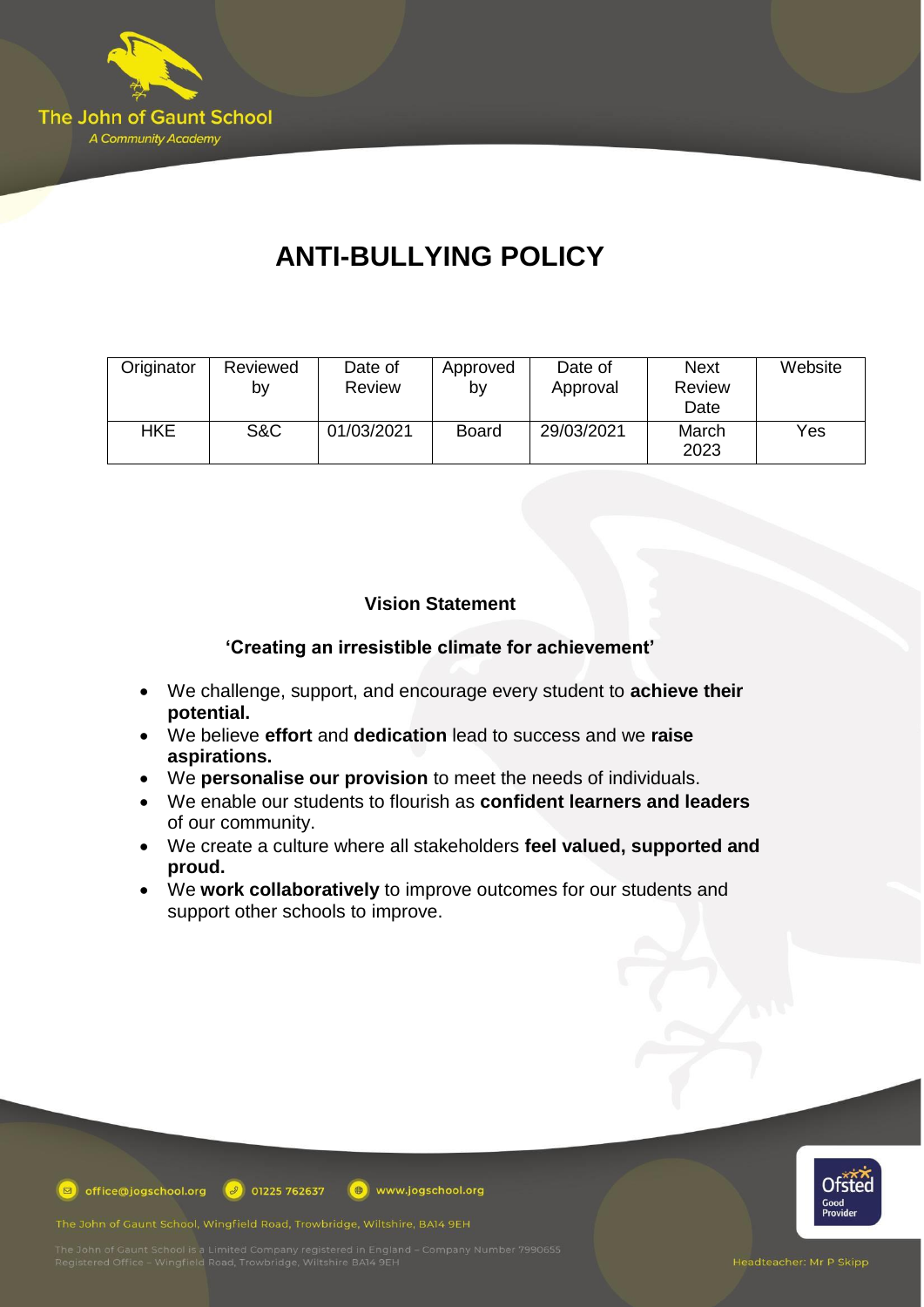# ANTI-BULLYING POLICY

| Originator | Reviewed by | Date of Review | Approved by | Date of Approval | Next Review Date | Website |
|---|---|---|---|---|---|---|
| HKE | S&C | 01/03/2021 | Board | 29/03/2021 | March 2023 | Yes |

**Vision Statement**

**'Creating an irresistible climate for achievement'**

- We challenge, support, and encourage every student to **achieve their potential.**
- We believe **effort** and **dedication** lead to success and we **raise aspirations.**
- We **personalise our provision** to meet the needs of individuals.
- We enable our students to flourish as **confident learners and leaders** of our community.
- We create a culture where all stakeholders **feel valued, supported and proud.**
- We **work collaboratively** to improve outcomes for our students and support other schools to improve.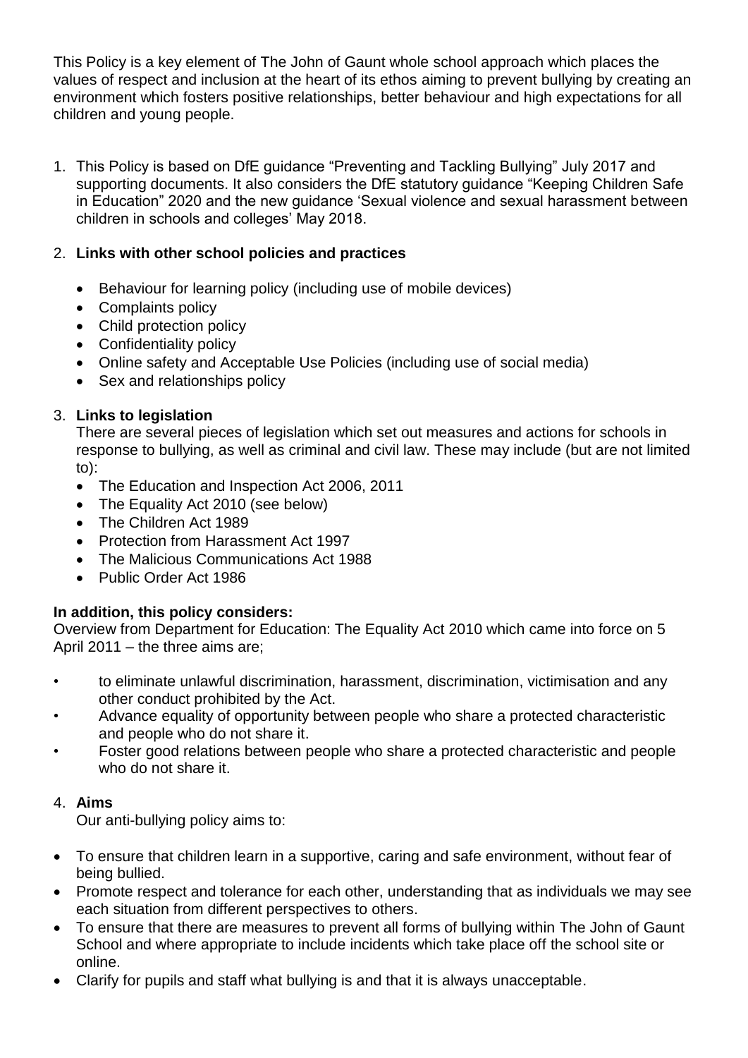This Policy is a key element of The John of Gaunt whole school approach which places the values of respect and inclusion at the heart of its ethos aiming to prevent bullying by creating an environment which fosters positive relationships, better behaviour and high expectations for all children and young people.

1. This Policy is based on DfE guidance "Preventing and Tackling Bullying" July 2017 and supporting documents. It also considers the DfE statutory guidance "Keeping Children Safe in Education" 2020 and the new guidance 'Sexual violence and sexual harassment between children in schools and colleges' May 2018.

2. **Links with other school policies and practices**

   - Behaviour for learning policy (including use of mobile devices)
   - Complaints policy
   - Child protection policy
   - Confidentiality policy
   - Online safety and Acceptable Use Policies (including use of social media)
   - Sex and relationships policy

3. **Links to legislation**

   There are several pieces of legislation which set out measures and actions for schools in response to bullying, as well as criminal and civil law. These may include (but are not limited to):

   - The Education and Inspection Act 2006, 2011
   - The Equality Act 2010 (see below)
   - The Children Act 1989
   - Protection from Harassment Act 1997
   - The Malicious Communications Act 1988
   - Public Order Act 1986

**In addition, this policy considers:**

Overview from Department for Education: The Equality Act 2010 which came into force on 5 April 2011 – the three aims are;

- to eliminate unlawful discrimination, harassment, discrimination, victimisation and any other conduct prohibited by the Act.
- Advance equality of opportunity between people who share a protected characteristic and people who do not share it.
- Foster good relations between people who share a protected characteristic and people who do not share it.

4. **Aims**

   Our anti-bullying policy aims to:

- To ensure that children learn in a supportive, caring and safe environment, without fear of being bullied.
- Promote respect and tolerance for each other, understanding that as individuals we may see each situation from different perspectives to others.
- To ensure that there are measures to prevent all forms of bullying within The John of Gaunt School and where appropriate to include incidents which take place off the school site or online.
- Clarify for pupils and staff what bullying is and that it is always unacceptable.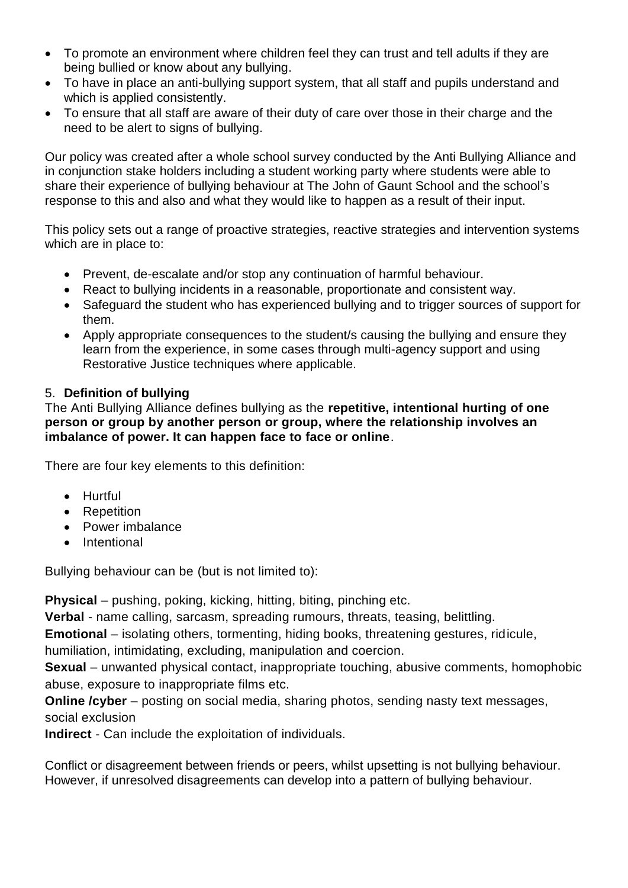- To promote an environment where children feel they can trust and tell adults if they are being bullied or know about any bullying.
- To have in place an anti-bullying support system, that all staff and pupils understand and which is applied consistently.
- To ensure that all staff are aware of their duty of care over those in their charge and the need to be alert to signs of bullying.

Our policy was created after a whole school survey conducted by the Anti Bullying Alliance and in conjunction stake holders including a student working party where students were able to share their experience of bullying behaviour at The John of Gaunt School and the school's response to this and also and what they would like to happen as a result of their input.

This policy sets out a range of proactive strategies, reactive strategies and intervention systems which are in place to:

- Prevent, de-escalate and/or stop any continuation of harmful behaviour.
- React to bullying incidents in a reasonable, proportionate and consistent way.
- Safeguard the student who has experienced bullying and to trigger sources of support for them.
- Apply appropriate consequences to the student/s causing the bullying and ensure they learn from the experience, in some cases through multi-agency support and using Restorative Justice techniques where applicable.

## 5. Definition of bullying

The Anti Bullying Alliance defines bullying as the **repetitive, intentional hurting of one person or group by another person or group, where the relationship involves an imbalance of power. It can happen face to face or online**.

There are four key elements to this definition:

- Hurtful
- Repetition
- Power imbalance
- Intentional

Bullying behaviour can be (but is not limited to):

**Physical** – pushing, poking, kicking, hitting, biting, pinching etc.
**Verbal** - name calling, sarcasm, spreading rumours, threats, teasing, belittling.
**Emotional** – isolating others, tormenting, hiding books, threatening gestures, ridicule, humiliation, intimidating, excluding, manipulation and coercion.
**Sexual** – unwanted physical contact, inappropriate touching, abusive comments, homophobic abuse, exposure to inappropriate films etc.
**Online /cyber** – posting on social media, sharing photos, sending nasty text messages, social exclusion
**Indirect** - Can include the exploitation of individuals.

Conflict or disagreement between friends or peers, whilst upsetting is not bullying behaviour. However, if unresolved disagreements can develop into a pattern of bullying behaviour.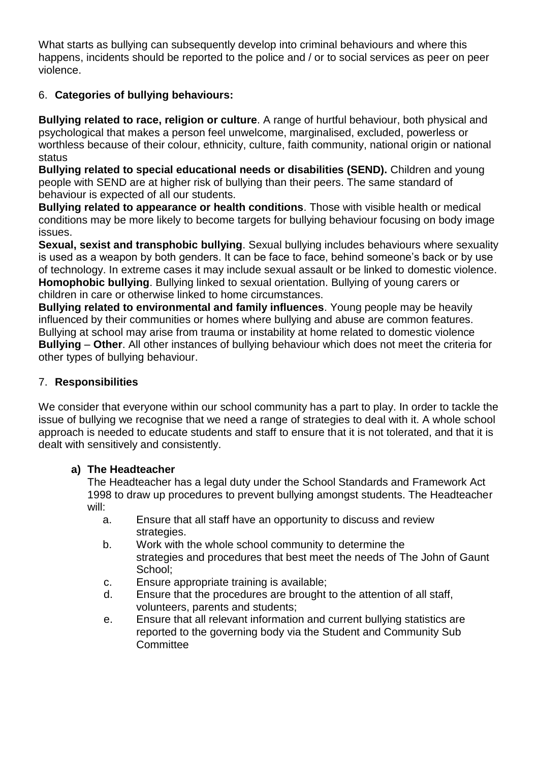What starts as bullying can subsequently develop into criminal behaviours and where this happens, incidents should be reported to the police and / or to social services as peer on peer violence.

## 6. **Categories of bullying behaviours:**

**Bullying related to race, religion or culture**. A range of hurtful behaviour, both physical and psychological that makes a person feel unwelcome, marginalised, excluded, powerless or worthless because of their colour, ethnicity, culture, faith community, national origin or national status

**Bullying related to special educational needs or disabilities (SEND).** Children and young people with SEND are at higher risk of bullying than their peers. The same standard of behaviour is expected of all our students.

**Bullying related to appearance or health conditions**. Those with visible health or medical conditions may be more likely to become targets for bullying behaviour focusing on body image issues.

**Sexual, sexist and transphobic bullying**. Sexual bullying includes behaviours where sexuality is used as a weapon by both genders. It can be face to face, behind someone's back or by use of technology. In extreme cases it may include sexual assault or be linked to domestic violence.

**Homophobic bullying**. Bullying linked to sexual orientation. Bullying of young carers or children in care or otherwise linked to home circumstances.

**Bullying related to environmental and family influences**. Young people may be heavily influenced by their communities or homes where bullying and abuse are common features. Bullying at school may arise from trauma or instability at home related to domestic violence

**Bullying** – **Other**. All other instances of bullying behaviour which does not meet the criteria for other types of bullying behaviour.

## 7. **Responsibilities**

We consider that everyone within our school community has a part to play. In order to tackle the issue of bullying we recognise that we need a range of strategies to deal with it. A whole school approach is needed to educate students and staff to ensure that it is not tolerated, and that it is dealt with sensitively and consistently.

### a) **The Headteacher**

The Headteacher has a legal duty under the School Standards and Framework Act 1998 to draw up procedures to prevent bullying amongst students. The Headteacher will:

a. Ensure that all staff have an opportunity to discuss and review strategies.

b. Work with the whole school community to determine the strategies and procedures that best meet the needs of The John of Gaunt School;

c. Ensure appropriate training is available;

d. Ensure that the procedures are brought to the attention of all staff, volunteers, parents and students;

e. Ensure that all relevant information and current bullying statistics are reported to the governing body via the Student and Community Sub Committee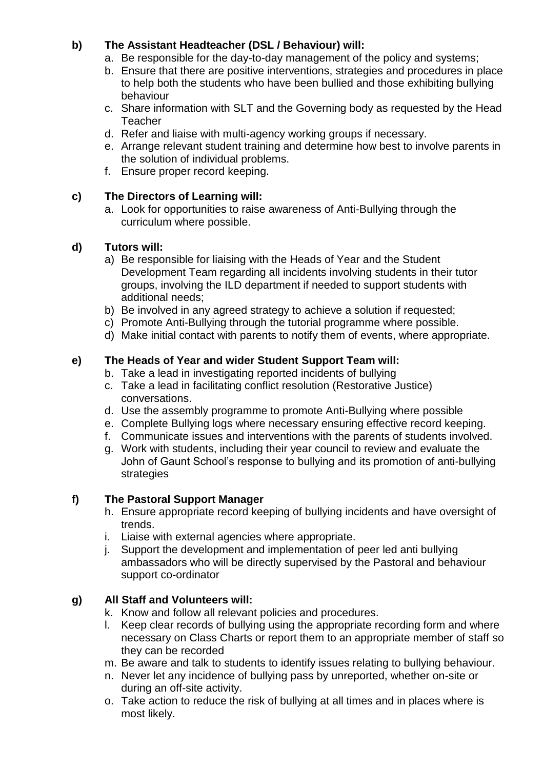**b) The Assistant Headteacher (DSL / Behaviour) will:**

a. Be responsible for the day-to-day management of the policy and systems;
b. Ensure that there are positive interventions, strategies and procedures in place to help both the students who have been bullied and those exhibiting bullying behaviour
c. Share information with SLT and the Governing body as requested by the Head Teacher
d. Refer and liaise with multi-agency working groups if necessary.
e. Arrange relevant student training and determine how best to involve parents in the solution of individual problems.
f. Ensure proper record keeping.

**c) The Directors of Learning will:**

a. Look for opportunities to raise awareness of Anti-Bullying through the curriculum where possible.

**d) Tutors will:**

a) Be responsible for liaising with the Heads of Year and the Student Development Team regarding all incidents involving students in their tutor groups, involving the ILD department if needed to support students with additional needs;
b) Be involved in any agreed strategy to achieve a solution if requested;
c) Promote Anti-Bullying through the tutorial programme where possible.
d) Make initial contact with parents to notify them of events, where appropriate.

**e) The Heads of Year and wider Student Support Team will:**

b. Take a lead in investigating reported incidents of bullying
c. Take a lead in facilitating conflict resolution (Restorative Justice) conversations.
d. Use the assembly programme to promote Anti-Bullying where possible
e. Complete Bullying logs where necessary ensuring effective record keeping.
f. Communicate issues and interventions with the parents of students involved.
g. Work with students, including their year council to review and evaluate the John of Gaunt School's response to bullying and its promotion of anti-bullying strategies

**f) The Pastoral Support Manager**

h. Ensure appropriate record keeping of bullying incidents and have oversight of trends.
i. Liaise with external agencies where appropriate.
j. Support the development and implementation of peer led anti bullying ambassadors who will be directly supervised by the Pastoral and behaviour support co-ordinator

**g) All Staff and Volunteers will:**

k. Know and follow all relevant policies and procedures.
l. Keep clear records of bullying using the appropriate recording form and where necessary on Class Charts or report them to an appropriate member of staff so they can be recorded
m. Be aware and talk to students to identify issues relating to bullying behaviour.
n. Never let any incidence of bullying pass by unreported, whether on-site or during an off-site activity.
o. Take action to reduce the risk of bullying at all times and in places where is most likely.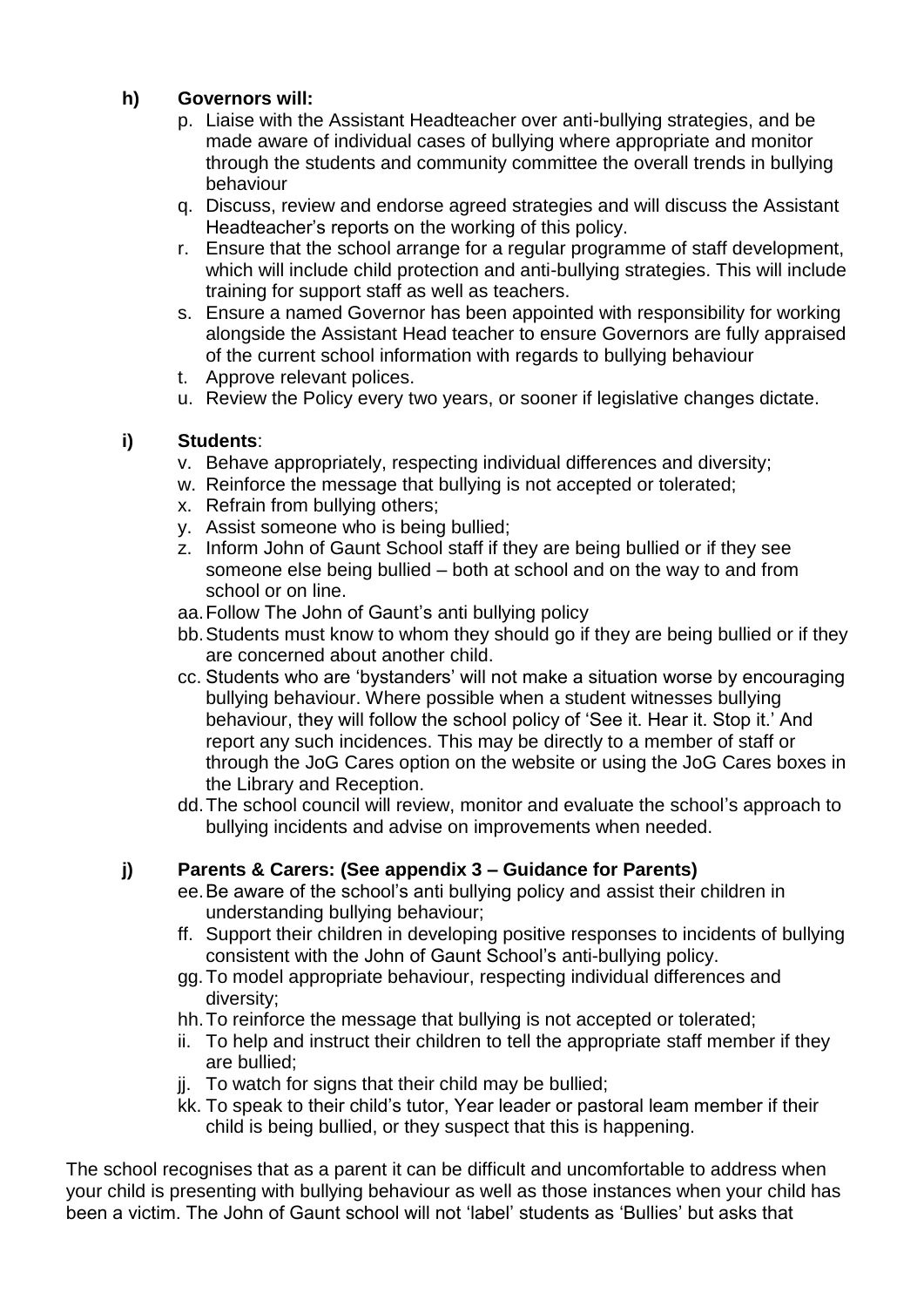**h) Governors will:**

p. Liaise with the Assistant Headteacher over anti-bullying strategies, and be made aware of individual cases of bullying where appropriate and monitor through the students and community committee the overall trends in bullying behaviour

q. Discuss, review and endorse agreed strategies and will discuss the Assistant Headteacher's reports on the working of this policy.

r. Ensure that the school arrange for a regular programme of staff development, which will include child protection and anti-bullying strategies. This will include training for support staff as well as teachers.

s. Ensure a named Governor has been appointed with responsibility for working alongside the Assistant Head teacher to ensure Governors are fully appraised of the current school information with regards to bullying behaviour

t. Approve relevant polices.

u. Review the Policy every two years, or sooner if legislative changes dictate.

**i) Students**:

v. Behave appropriately, respecting individual differences and diversity;

w. Reinforce the message that bullying is not accepted or tolerated;

x. Refrain from bullying others;

y. Assist someone who is being bullied;

z. Inform John of Gaunt School staff if they are being bullied or if they see someone else being bullied – both at school and on the way to and from school or on line.

aa. Follow The John of Gaunt's anti bullying policy

bb. Students must know to whom they should go if they are being bullied or if they are concerned about another child.

cc. Students who are 'bystanders' will not make a situation worse by encouraging bullying behaviour. Where possible when a student witnesses bullying behaviour, they will follow the school policy of 'See it. Hear it. Stop it.' And report any such incidences. This may be directly to a member of staff or through the JoG Cares option on the website or using the JoG Cares boxes in the Library and Reception.

dd. The school council will review, monitor and evaluate the school's approach to bullying incidents and advise on improvements when needed.

**j) Parents & Carers: (See appendix 3 – Guidance for Parents)**

ee. Be aware of the school's anti bullying policy and assist their children in understanding bullying behaviour;

ff. Support their children in developing positive responses to incidents of bullying consistent with the John of Gaunt School's anti-bullying policy.

gg. To model appropriate behaviour, respecting individual differences and diversity;

hh. To reinforce the message that bullying is not accepted or tolerated;

ii. To help and instruct their children to tell the appropriate staff member if they are bullied;

jj. To watch for signs that their child may be bullied;

kk. To speak to their child's tutor, Year leader or pastoral team member if their child is being bullied, or they suspect that this is happening.

The school recognises that as a parent it can be difficult and uncomfortable to address when your child is presenting with bullying behaviour as well as those instances when your child has been a victim. The John of Gaunt school will not 'label' students as 'Bullies' but asks that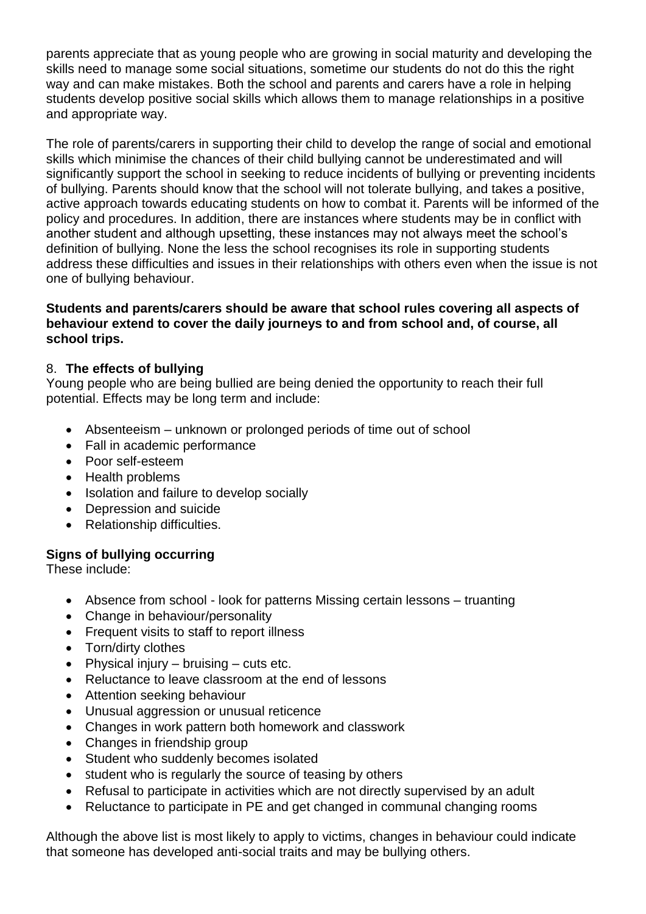parents appreciate that as young people who are growing in social maturity and developing the skills need to manage some social situations, sometime our students do not do this the right way and can make mistakes. Both the school and parents and carers have a role in helping students develop positive social skills which allows them to manage relationships in a positive and appropriate way.

The role of parents/carers in supporting their child to develop the range of social and emotional skills which minimise the chances of their child bullying cannot be underestimated and will significantly support the school in seeking to reduce incidents of bullying or preventing incidents of bullying. Parents should know that the school will not tolerate bullying, and takes a positive, active approach towards educating students on how to combat it. Parents will be informed of the policy and procedures. In addition, there are instances where students may be in conflict with another student and although upsetting, these instances may not always meet the school's definition of bullying. None the less the school recognises its role in supporting students address these difficulties and issues in their relationships with others even when the issue is not one of bullying behaviour.

**Students and parents/carers should be aware that school rules covering all aspects of behaviour extend to cover the daily journeys to and from school and, of course, all school trips.**

## 8. **The effects of bullying**

Young people who are being bullied are being denied the opportunity to reach their full potential. Effects may be long term and include:

- Absenteeism – unknown or prolonged periods of time out of school
- Fall in academic performance
- Poor self-esteem
- Health problems
- Isolation and failure to develop socially
- Depression and suicide
- Relationship difficulties.

### **Signs of bullying occurring**

These include:

- Absence from school - look for patterns Missing certain lessons – truanting
- Change in behaviour/personality
- Frequent visits to staff to report illness
- Torn/dirty clothes
- Physical injury – bruising – cuts etc.
- Reluctance to leave classroom at the end of lessons
- Attention seeking behaviour
- Unusual aggression or unusual reticence
- Changes in work pattern both homework and classwork
- Changes in friendship group
- Student who suddenly becomes isolated
- student who is regularly the source of teasing by others
- Refusal to participate in activities which are not directly supervised by an adult
- Reluctance to participate in PE and get changed in communal changing rooms

Although the above list is most likely to apply to victims, changes in behaviour could indicate that someone has developed anti-social traits and may be bullying others.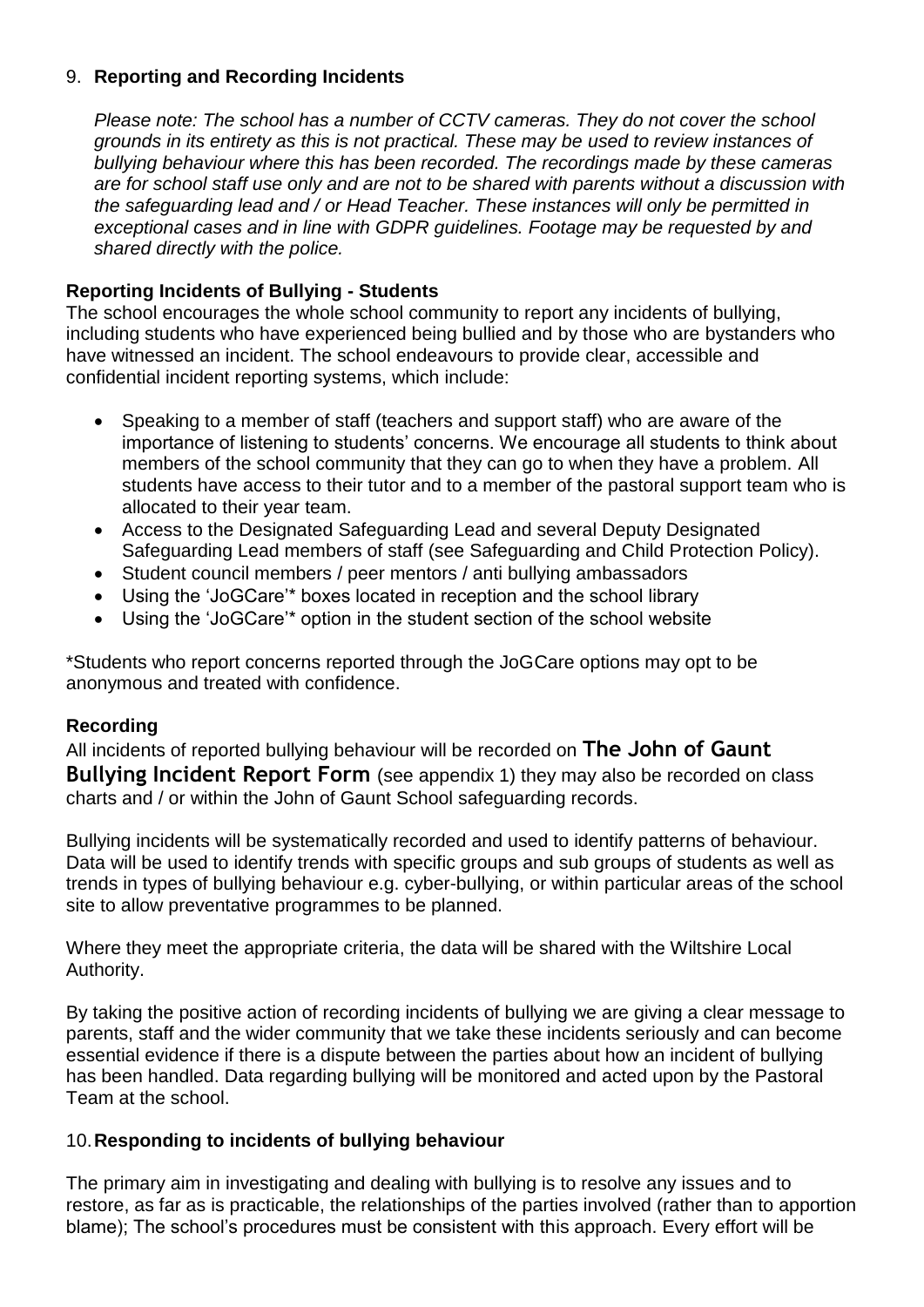## 9. **Reporting and Recording Incidents**

*Please note: The school has a number of CCTV cameras. They do not cover the school grounds in its entirety as this is not practical. These may be used to review instances of bullying behaviour where this has been recorded. The recordings made by these cameras are for school staff use only and are not to be shared with parents without a discussion with the safeguarding lead and / or Head Teacher. These instances will only be permitted in exceptional cases and in line with GDPR guidelines. Footage may be requested by and shared directly with the police.*

### **Reporting Incidents of Bullying - Students**

The school encourages the whole school community to report any incidents of bullying, including students who have experienced being bullied and by those who are bystanders who have witnessed an incident. The school endeavours to provide clear, accessible and confidential incident reporting systems, which include:

- Speaking to a member of staff (teachers and support staff) who are aware of the importance of listening to students' concerns. We encourage all students to think about members of the school community that they can go to when they have a problem. All students have access to their tutor and to a member of the pastoral support team who is allocated to their year team.
- Access to the Designated Safeguarding Lead and several Deputy Designated Safeguarding Lead members of staff (see Safeguarding and Child Protection Policy).
- Student council members / peer mentors / anti bullying ambassadors
- Using the 'JoGCare'* boxes located in reception and the school library
- Using the 'JoGCare'* option in the student section of the school website

*Students who report concerns reported through the JoGCare options may opt to be anonymous and treated with confidence.

### **Recording**

All incidents of reported bullying behaviour will be recorded on **The John of Gaunt Bullying Incident Report Form** (see appendix 1) they may also be recorded on class charts and / or within the John of Gaunt School safeguarding records.

Bullying incidents will be systematically recorded and used to identify patterns of behaviour. Data will be used to identify trends with specific groups and sub groups of students as well as trends in types of bullying behaviour e.g. cyber-bullying, or within particular areas of the school site to allow preventative programmes to be planned.

Where they meet the appropriate criteria, the data will be shared with the Wiltshire Local Authority.

By taking the positive action of recording incidents of bullying we are giving a clear message to parents, staff and the wider community that we take these incidents seriously and can become essential evidence if there is a dispute between the parties about how an incident of bullying has been handled. Data regarding bullying will be monitored and acted upon by the Pastoral Team at the school.

## 10. **Responding to incidents of bullying behaviour**

The primary aim in investigating and dealing with bullying is to resolve any issues and to restore, as far as is practicable, the relationships of the parties involved (rather than to apportion blame); The school's procedures must be consistent with this approach. Every effort will be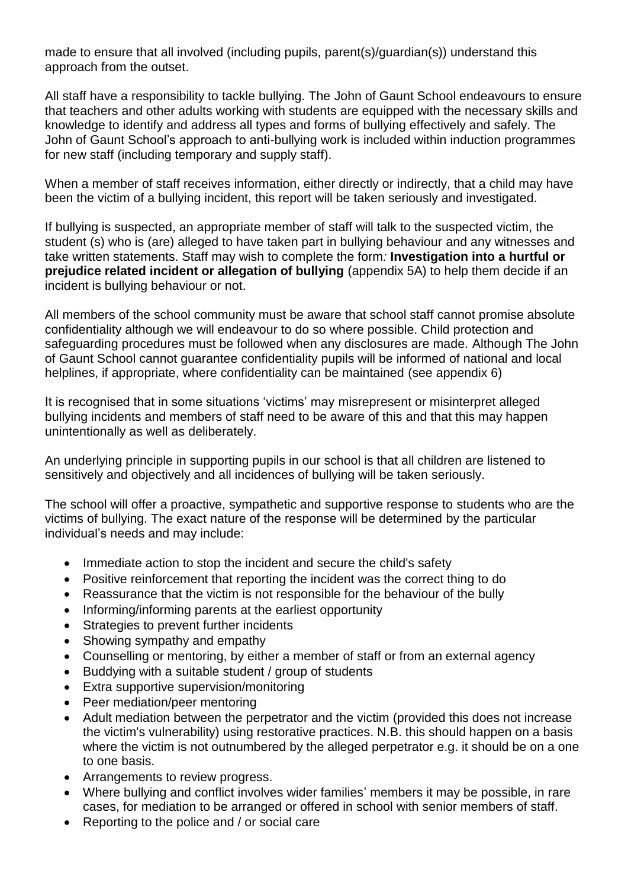made to ensure that all involved (including pupils, parent(s)/guardian(s)) understand this approach from the outset.

All staff have a responsibility to tackle bullying. The John of Gaunt School endeavours to ensure that teachers and other adults working with students are equipped with the necessary skills and knowledge to identify and address all types and forms of bullying effectively and safely. The John of Gaunt School's approach to anti-bullying work is included within induction programmes for new staff (including temporary and supply staff).

When a member of staff receives information, either directly or indirectly, that a child may have been the victim of a bullying incident, this report will be taken seriously and investigated.

If bullying is suspected, an appropriate member of staff will talk to the suspected victim, the student (s) who is (are) alleged to have taken part in bullying behaviour and any witnesses and take written statements. Staff may wish to complete the form*:* **Investigation into a hurtful or prejudice related incident or allegation of bullying** (appendix 5A) to help them decide if an incident is bullying behaviour or not.

All members of the school community must be aware that school staff cannot promise absolute confidentiality although we will endeavour to do so where possible. Child protection and safeguarding procedures must be followed when any disclosures are made. Although The John of Gaunt School cannot guarantee confidentiality pupils will be informed of national and local helplines, if appropriate, where confidentiality can be maintained (see appendix 6)

It is recognised that in some situations 'victims' may misrepresent or misinterpret alleged bullying incidents and members of staff need to be aware of this and that this may happen unintentionally as well as deliberately.

An underlying principle in supporting pupils in our school is that all children are listened to sensitively and objectively and all incidences of bullying will be taken seriously.

The school will offer a proactive, sympathetic and supportive response to students who are the victims of bullying. The exact nature of the response will be determined by the particular individual's needs and may include:

- Immediate action to stop the incident and secure the child's safety
- Positive reinforcement that reporting the incident was the correct thing to do
- Reassurance that the victim is not responsible for the behaviour of the bully
- Informing/informing parents at the earliest opportunity
- Strategies to prevent further incidents
- Showing sympathy and empathy
- Counselling or mentoring, by either a member of staff or from an external agency
- Buddying with a suitable student / group of students
- Extra supportive supervision/monitoring
- Peer mediation/peer mentoring
- Adult mediation between the perpetrator and the victim (provided this does not increase the victim's vulnerability) using restorative practices. N.B. this should happen on a basis where the victim is not outnumbered by the alleged perpetrator e.g. it should be on a one to one basis.
- Arrangements to review progress.
- Where bullying and conflict involves wider families' members it may be possible, in rare cases, for mediation to be arranged or offered in school with senior members of staff.
- Reporting to the police and / or social care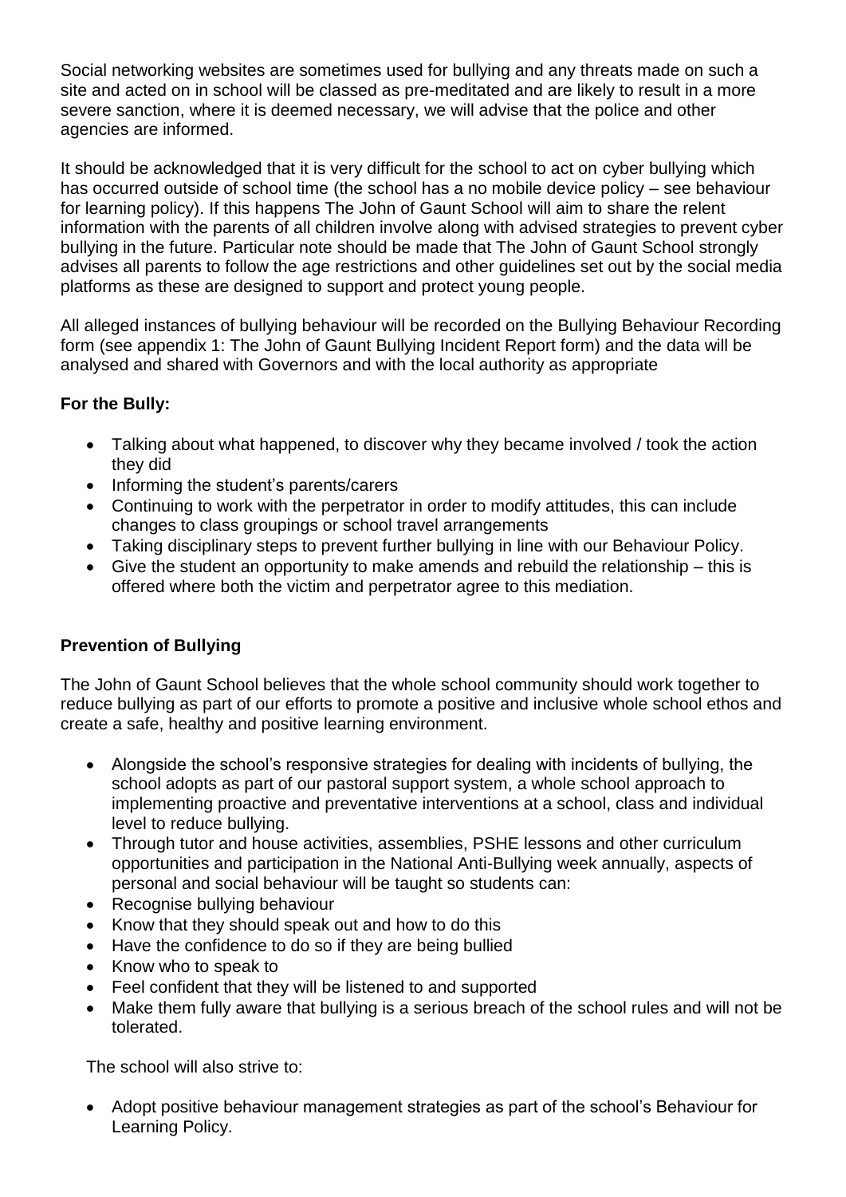Social networking websites are sometimes used for bullying and any threats made on such a site and acted on in school will be classed as pre-meditated and are likely to result in a more severe sanction, where it is deemed necessary, we will advise that the police and other agencies are informed.

It should be acknowledged that it is very difficult for the school to act on cyber bullying which has occurred outside of school time (the school has a no mobile device policy – see behaviour for learning policy). If this happens The John of Gaunt School will aim to share the relent information with the parents of all children involve along with advised strategies to prevent cyber bullying in the future. Particular note should be made that The John of Gaunt School strongly advises all parents to follow the age restrictions and other guidelines set out by the social media platforms as these are designed to support and protect young people.

All alleged instances of bullying behaviour will be recorded on the Bullying Behaviour Recording form (see appendix 1: The John of Gaunt Bullying Incident Report form) and the data will be analysed and shared with Governors and with the local authority as appropriate

**For the Bully:**

- Talking about what happened, to discover why they became involved / took the action they did
- Informing the student's parents/carers
- Continuing to work with the perpetrator in order to modify attitudes, this can include changes to class groupings or school travel arrangements
- Taking disciplinary steps to prevent further bullying in line with our Behaviour Policy.
- Give the student an opportunity to make amends and rebuild the relationship – this is offered where both the victim and perpetrator agree to this mediation.

**Prevention of Bullying**

The John of Gaunt School believes that the whole school community should work together to reduce bullying as part of our efforts to promote a positive and inclusive whole school ethos and create a safe, healthy and positive learning environment.

- Alongside the school's responsive strategies for dealing with incidents of bullying, the school adopts as part of our pastoral support system, a whole school approach to implementing proactive and preventative interventions at a school, class and individual level to reduce bullying.
- Through tutor and house activities, assemblies, PSHE lessons and other curriculum opportunities and participation in the National Anti-Bullying week annually, aspects of personal and social behaviour will be taught so students can:
- Recognise bullying behaviour
- Know that they should speak out and how to do this
- Have the confidence to do so if they are being bullied
- Know who to speak to
- Feel confident that they will be listened to and supported
- Make them fully aware that bullying is a serious breach of the school rules and will not be tolerated.

The school will also strive to:

- Adopt positive behaviour management strategies as part of the school's Behaviour for Learning Policy.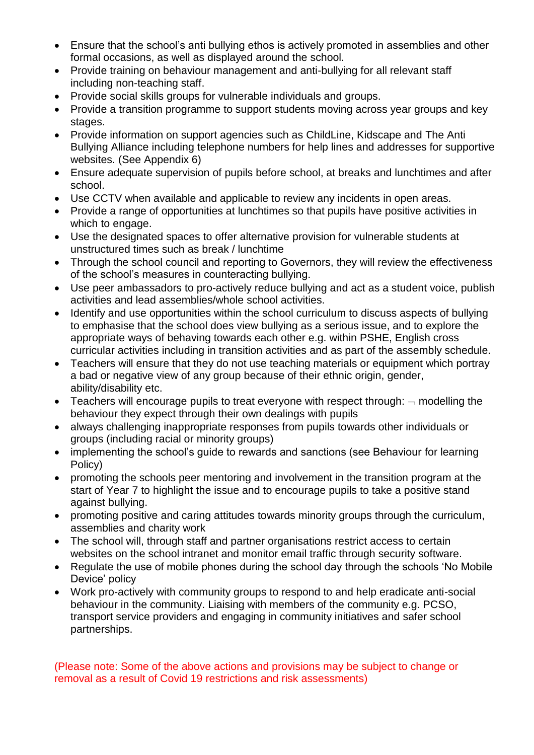- Ensure that the school's anti bullying ethos is actively promoted in assemblies and other formal occasions, as well as displayed around the school.
- Provide training on behaviour management and anti-bullying for all relevant staff including non-teaching staff.
- Provide social skills groups for vulnerable individuals and groups.
- Provide a transition programme to support students moving across year groups and key stages.
- Provide information on support agencies such as ChildLine, Kidscape and The Anti Bullying Alliance including telephone numbers for help lines and addresses for supportive websites. (See Appendix 6)
- Ensure adequate supervision of pupils before school, at breaks and lunchtimes and after school.
- Use CCTV when available and applicable to review any incidents in open areas.
- Provide a range of opportunities at lunchtimes so that pupils have positive activities in which to engage.
- Use the designated spaces to offer alternative provision for vulnerable students at unstructured times such as break / lunchtime
- Through the school council and reporting to Governors, they will review the effectiveness of the school's measures in counteracting bullying.
- Use peer ambassadors to pro-actively reduce bullying and act as a student voice, publish activities and lead assemblies/whole school activities.
- Identify and use opportunities within the school curriculum to discuss aspects of bullying to emphasise that the school does view bullying as a serious issue, and to explore the appropriate ways of behaving towards each other e.g. within PSHE, English cross curricular activities including in transition activities and as part of the assembly schedule.
- Teachers will ensure that they do not use teaching materials or equipment which portray a bad or negative view of any group because of their ethnic origin, gender, ability/disability etc.
- Teachers will encourage pupils to treat everyone with respect through: ¬ modelling the behaviour they expect through their own dealings with pupils
- always challenging inappropriate responses from pupils towards other individuals or groups (including racial or minority groups)
- implementing the school's guide to rewards and sanctions (see Behaviour for learning Policy)
- promoting the schools peer mentoring and involvement in the transition program at the start of Year 7 to highlight the issue and to encourage pupils to take a positive stand against bullying.
- promoting positive and caring attitudes towards minority groups through the curriculum, assemblies and charity work
- The school will, through staff and partner organisations restrict access to certain websites on the school intranet and monitor email traffic through security software.
- Regulate the use of mobile phones during the school day through the schools 'No Mobile Device' policy
- Work pro-actively with community groups to respond to and help eradicate anti-social behaviour in the community. Liaising with members of the community e.g. PCSO, transport service providers and engaging in community initiatives and safer school partnerships.

(Please note: Some of the above actions and provisions may be subject to change or removal as a result of Covid 19 restrictions and risk assessments)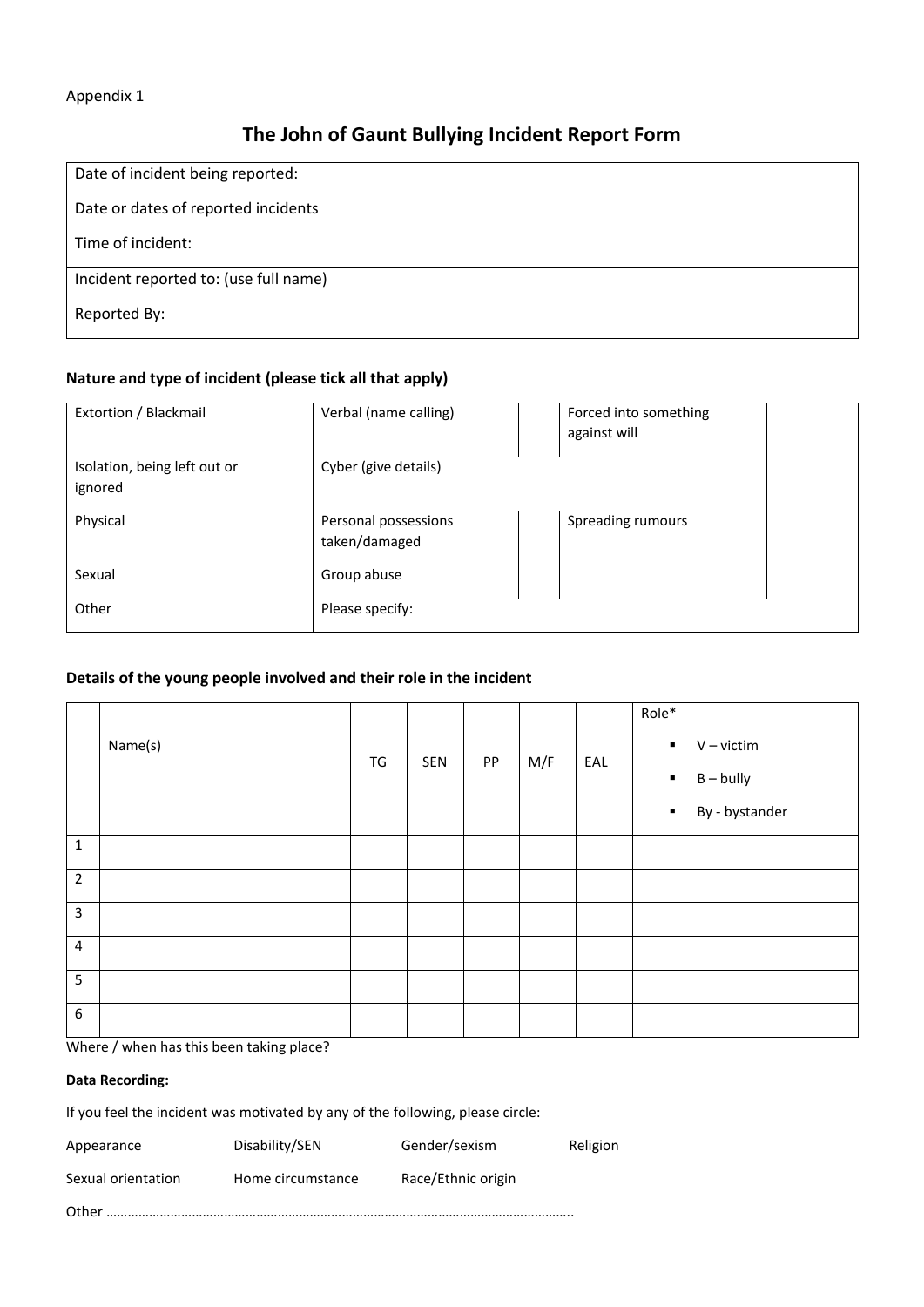Appendix 1

# The John of Gaunt Bullying Incident Report Form

| Date of incident being reported:<br>Date or dates of reported incidents<br>Time of incident: |
|---|
| Incident reported to: (use full name)<br>Reported By: |

### Nature and type of incident (please tick all that apply)

| | | | | | |
|---|---|---|---|---|---|
| Extortion / Blackmail | | Verbal (name calling) | | Forced into something against will | |
| Isolation, being left out or ignored | | Cyber (give details) | | | |
| Physical | | Personal possessions taken/damaged | | Spreading rumours | |
| Sexual | | Group abuse | | | |
| Other | | Please specify: | | | |

### Details of the young people involved and their role in the incident

| | Name(s) | TG | SEN | PP | M/F | EAL | Role*<br>▪ V – victim<br>▪ B – bully<br>▪ By - bystander |
|---|---|---|---|---|---|---|---|
| 1 | | | | | | | |
| 2 | | | | | | | |
| 3 | | | | | | | |
| 4 | | | | | | | |
| 5 | | | | | | | |
| 6 | | | | | | | |

Where / when has this been taking place?

**Data Recording:**

If you feel the incident was motivated by any of the following, please circle:

| | | | |
|---|---|---|---|
| Appearance | Disability/SEN | Gender/sexism | Religion |
| Sexual orientation | Home circumstance | Race/Ethnic origin | |

Other ……………………………………………………………………………………………………………..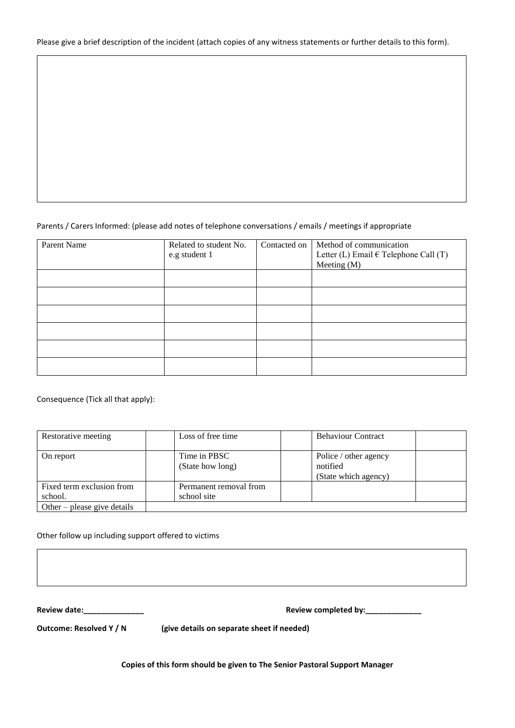Please give a brief description of the incident (attach copies of any witness statements or further details to this form).

| |
|---|
| |

Parents / Carers Informed: (please add notes of telephone conversations / emails / meetings if appropriate

| Parent Name | Related to student No. e.g student 1 | Contacted on | Method of communication Letter (L) Email € Telephone Call (T) Meeting (M) |
|---|---|---|---|
| | | | |
| | | | |
| | | | |
| | | | |
| | | | |
| | | | |

Consequence (Tick all that apply):

| Restorative meeting | | Loss of free time | | Behaviour Contract | |
|---|---|---|---|---|---|
| On report | | Time in PBSC (State how long) | | Police / other agency notified (State which agency) | |
| Fixed term exclusion from school. | | Permanent removal from school site | | | |
| Other – please give details | | | | | |

Other follow up including support offered to victims

| |
|---|
| |

**Review date:_______________** **Review completed by:______________**

**Outcome: Resolved Y / N** **(give details on separate sheet if needed)**

**Copies of this form should be given to The Senior Pastoral Support Manager**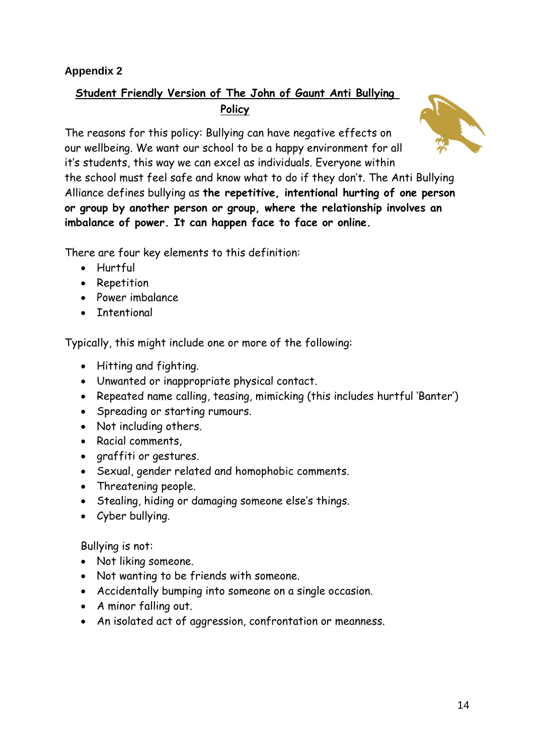**Appendix 2**

## Student Friendly Version of The John of Gaunt Anti Bullying Policy

The reasons for this policy: Bullying can have negative effects on our wellbeing. We want our school to be a happy environment for all it's students, this way we can excel as individuals. Everyone within the school must feel safe and know what to do if they don't. The Anti Bullying Alliance defines bullying as **the repetitive, intentional hurting of one person or group by another person or group, where the relationship involves an imbalance of power. It can happen face to face or online.**

There are four key elements to this definition:

- Hurtful
- Repetition
- Power imbalance
- Intentional

Typically, this might include one or more of the following:

- Hitting and fighting.
- Unwanted or inappropriate physical contact.
- Repeated name calling, teasing, mimicking (this includes hurtful 'Banter')
- Spreading or starting rumours.
- Not including others.
- Racial comments,
- graffiti or gestures.
- Sexual, gender related and homophobic comments.
- Threatening people.
- Stealing, hiding or damaging someone else's things.
- Cyber bullying.

Bullying is not:

- Not liking someone.
- Not wanting to be friends with someone.
- Accidentally bumping into someone on a single occasion.
- A minor falling out.
- An isolated act of aggression, confrontation or meanness.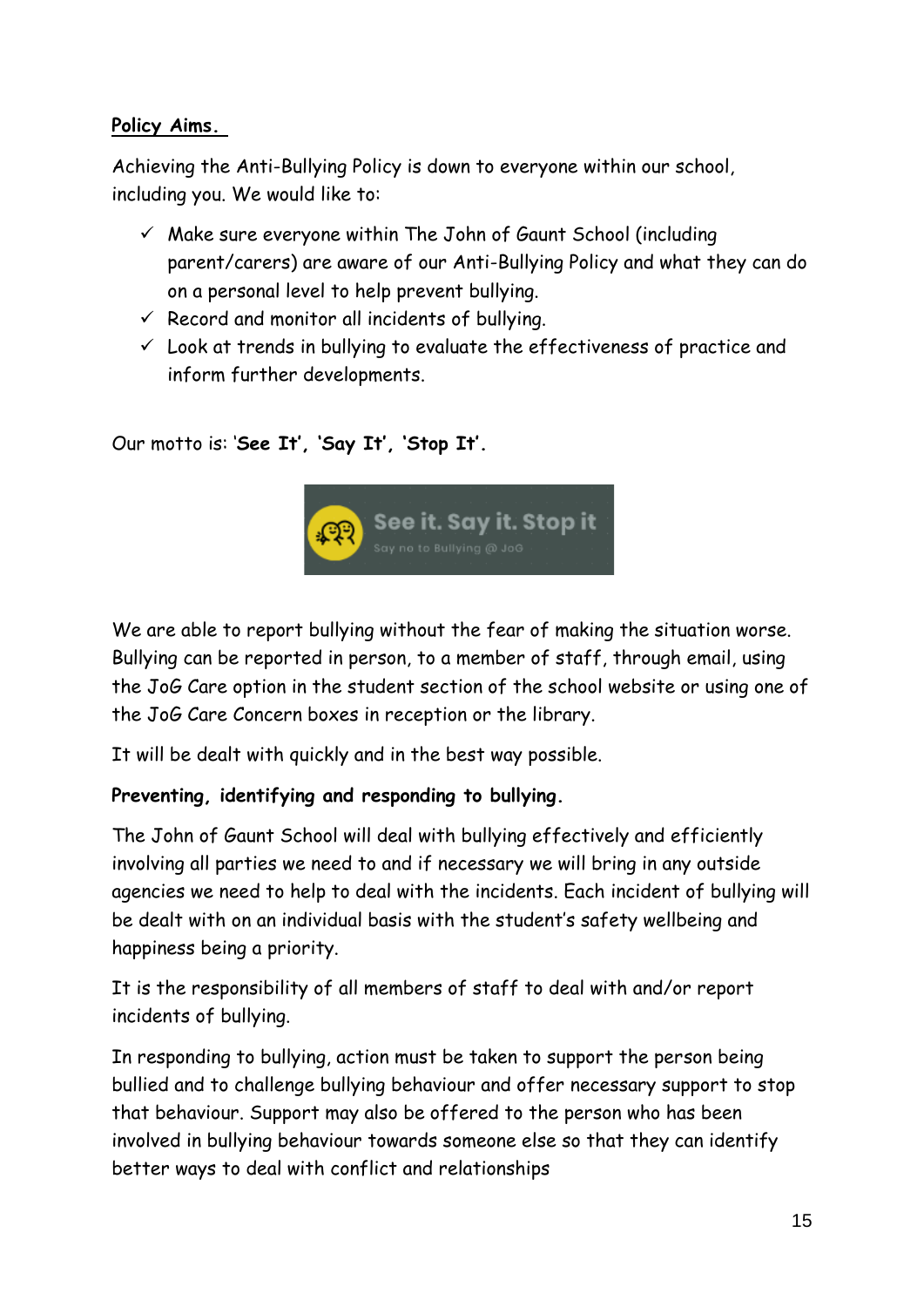**Policy Aims.**

Achieving the Anti-Bullying Policy is down to everyone within our school, including you. We would like to:

- ✓ Make sure everyone within The John of Gaunt School (including parent/carers) are aware of our Anti-Bullying Policy and what they can do on a personal level to help prevent bullying.
- ✓ Record and monitor all incidents of bullying.
- ✓ Look at trends in bullying to evaluate the effectiveness of practice and inform further developments.

Our motto is: '**See It**', '**Say It**', '**Stop It**'.

See it. Say it. Stop it
Say no to Bullying @ JoG

We are able to report bullying without the fear of making the situation worse. Bullying can be reported in person, to a member of staff, through email, using the JoG Care option in the student section of the school website or using one of the JoG Care Concern boxes in reception or the library.

It will be dealt with quickly and in the best way possible.

**Preventing, identifying and responding to bullying.**

The John of Gaunt School will deal with bullying effectively and efficiently involving all parties we need to and if necessary we will bring in any outside agencies we need to help to deal with the incidents. Each incident of bullying will be dealt with on an individual basis with the student's safety wellbeing and happiness being a priority.

It is the responsibility of all members of staff to deal with and/or report incidents of bullying.

In responding to bullying, action must be taken to support the person being bullied and to challenge bullying behaviour and offer necessary support to stop that behaviour. Support may also be offered to the person who has been involved in bullying behaviour towards someone else so that they can identify better ways to deal with conflict and relationships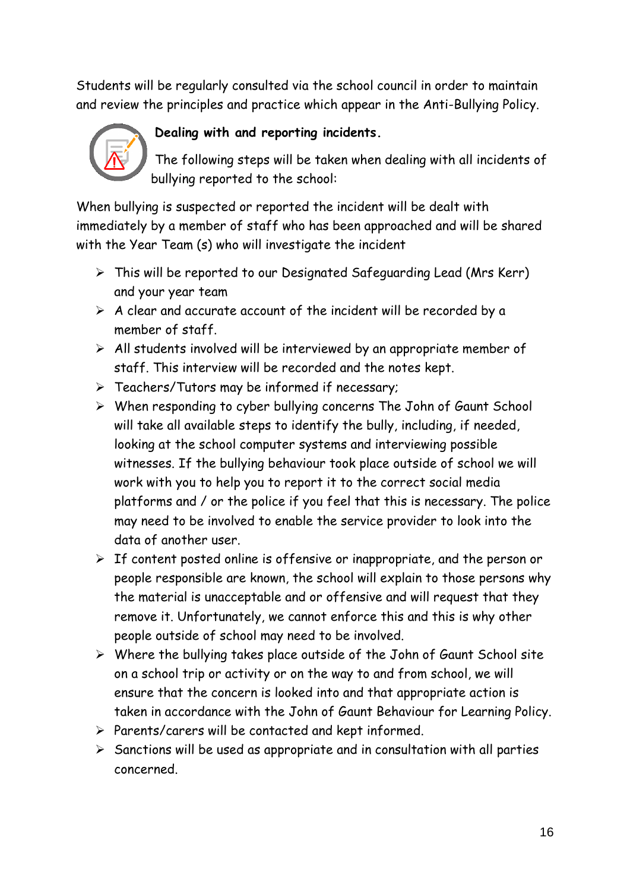Students will be regularly consulted via the school council in order to maintain and review the principles and practice which appear in the Anti-Bullying Policy.

**Dealing with and reporting incidents.**

The following steps will be taken when dealing with all incidents of bullying reported to the school:

When bullying is suspected or reported the incident will be dealt with immediately by a member of staff who has been approached and will be shared with the Year Team (s) who will investigate the incident

- This will be reported to our Designated Safeguarding Lead (Mrs Kerr) and your year team
- A clear and accurate account of the incident will be recorded by a member of staff.
- All students involved will be interviewed by an appropriate member of staff. This interview will be recorded and the notes kept.
- Teachers/Tutors may be informed if necessary;
- When responding to cyber bullying concerns The John of Gaunt School will take all available steps to identify the bully, including, if needed, looking at the school computer systems and interviewing possible witnesses. If the bullying behaviour took place outside of school we will work with you to help you to report it to the correct social media platforms and / or the police if you feel that this is necessary. The police may need to be involved to enable the service provider to look into the data of another user.
- If content posted online is offensive or inappropriate, and the person or people responsible are known, the school will explain to those persons why the material is unacceptable and or offensive and will request that they remove it. Unfortunately, we cannot enforce this and this is why other people outside of school may need to be involved.
- Where the bullying takes place outside of the John of Gaunt School site on a school trip or activity or on the way to and from school, we will ensure that the concern is looked into and that appropriate action is taken in accordance with the John of Gaunt Behaviour for Learning Policy.
- Parents/carers will be contacted and kept informed.
- Sanctions will be used as appropriate and in consultation with all parties concerned.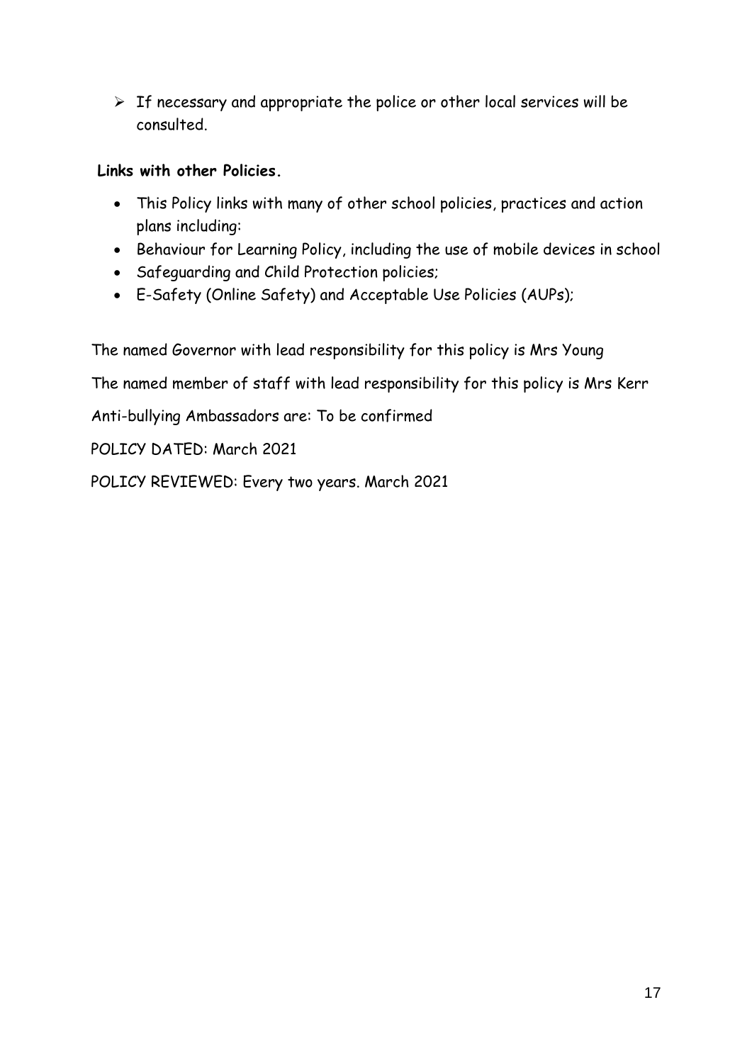- If necessary and appropriate the police or other local services will be consulted.

**Links with other Policies.**

- This Policy links with many of other school policies, practices and action plans including:
- Behaviour for Learning Policy, including the use of mobile devices in school
- Safeguarding and Child Protection policies;
- E-Safety (Online Safety) and Acceptable Use Policies (AUPs);

The named Governor with lead responsibility for this policy is Mrs Young

The named member of staff with lead responsibility for this policy is Mrs Kerr

Anti-bullying Ambassadors are: To be confirmed

POLICY DATED: March 2021

POLICY REVIEWED: Every two years. March 2021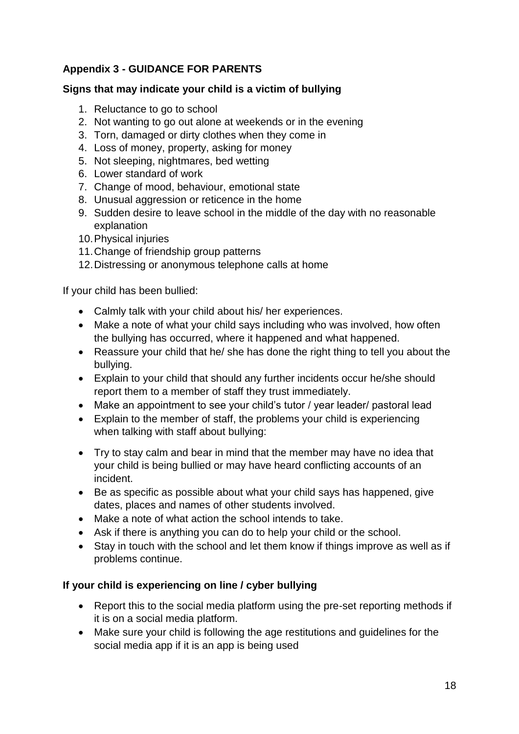**Appendix 3 - GUIDANCE FOR PARENTS**

**Signs that may indicate your child is a victim of bullying**

1. Reluctance to go to school
2. Not wanting to go out alone at weekends or in the evening
3. Torn, damaged or dirty clothes when they come in
4. Loss of money, property, asking for money
5. Not sleeping, nightmares, bed wetting
6. Lower standard of work
7. Change of mood, behaviour, emotional state
8. Unusual aggression or reticence in the home
9. Sudden desire to leave school in the middle of the day with no reasonable explanation
10. Physical injuries
11. Change of friendship group patterns
12. Distressing or anonymous telephone calls at home

If your child has been bullied:

- Calmly talk with your child about his/ her experiences.
- Make a note of what your child says including who was involved, how often the bullying has occurred, where it happened and what happened.
- Reassure your child that he/ she has done the right thing to tell you about the bullying.
- Explain to your child that should any further incidents occur he/she should report them to a member of staff they trust immediately.
- Make an appointment to see your child's tutor / year leader/ pastoral lead
- Explain to the member of staff, the problems your child is experiencing when talking with staff about bullying:

- Try to stay calm and bear in mind that the member may have no idea that your child is being bullied or may have heard conflicting accounts of an incident.
- Be as specific as possible about what your child says has happened, give dates, places and names of other students involved.
- Make a note of what action the school intends to take.
- Ask if there is anything you can do to help your child or the school.
- Stay in touch with the school and let them know if things improve as well as if problems continue.

**If your child is experiencing on line / cyber bullying**

- Report this to the social media platform using the pre-set reporting methods if it is on a social media platform.
- Make sure your child is following the age restitutions and guidelines for the social media app if it is an app is being used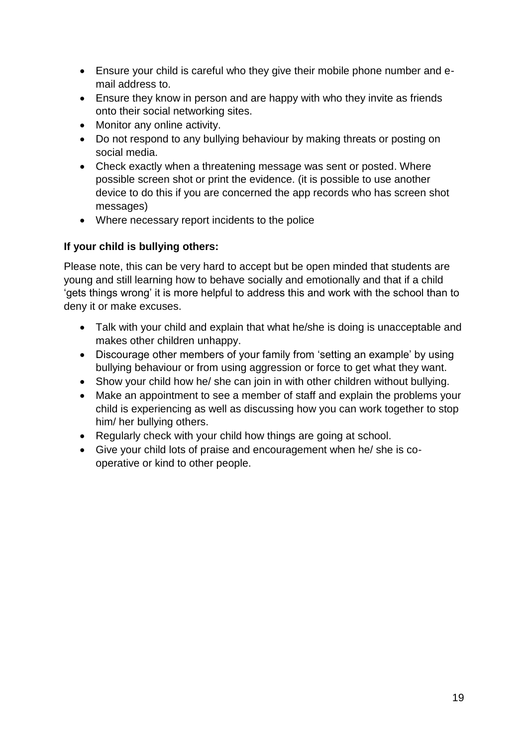- Ensure your child is careful who they give their mobile phone number and e-mail address to.
- Ensure they know in person and are happy with who they invite as friends onto their social networking sites.
- Monitor any online activity.
- Do not respond to any bullying behaviour by making threats or posting on social media.
- Check exactly when a threatening message was sent or posted. Where possible screen shot or print the evidence. (it is possible to use another device to do this if you are concerned the app records who has screen shot messages)
- Where necessary report incidents to the police

**If your child is bullying others:**

Please note, this can be very hard to accept but be open minded that students are young and still learning how to behave socially and emotionally and that if a child 'gets things wrong' it is more helpful to address this and work with the school than to deny it or make excuses.

- Talk with your child and explain that what he/she is doing is unacceptable and makes other children unhappy.
- Discourage other members of your family from 'setting an example' by using bullying behaviour or from using aggression or force to get what they want.
- Show your child how he/ she can join in with other children without bullying.
- Make an appointment to see a member of staff and explain the problems your child is experiencing as well as discussing how you can work together to stop him/ her bullying others.
- Regularly check with your child how things are going at school.
- Give your child lots of praise and encouragement when he/ she is co-operative or kind to other people.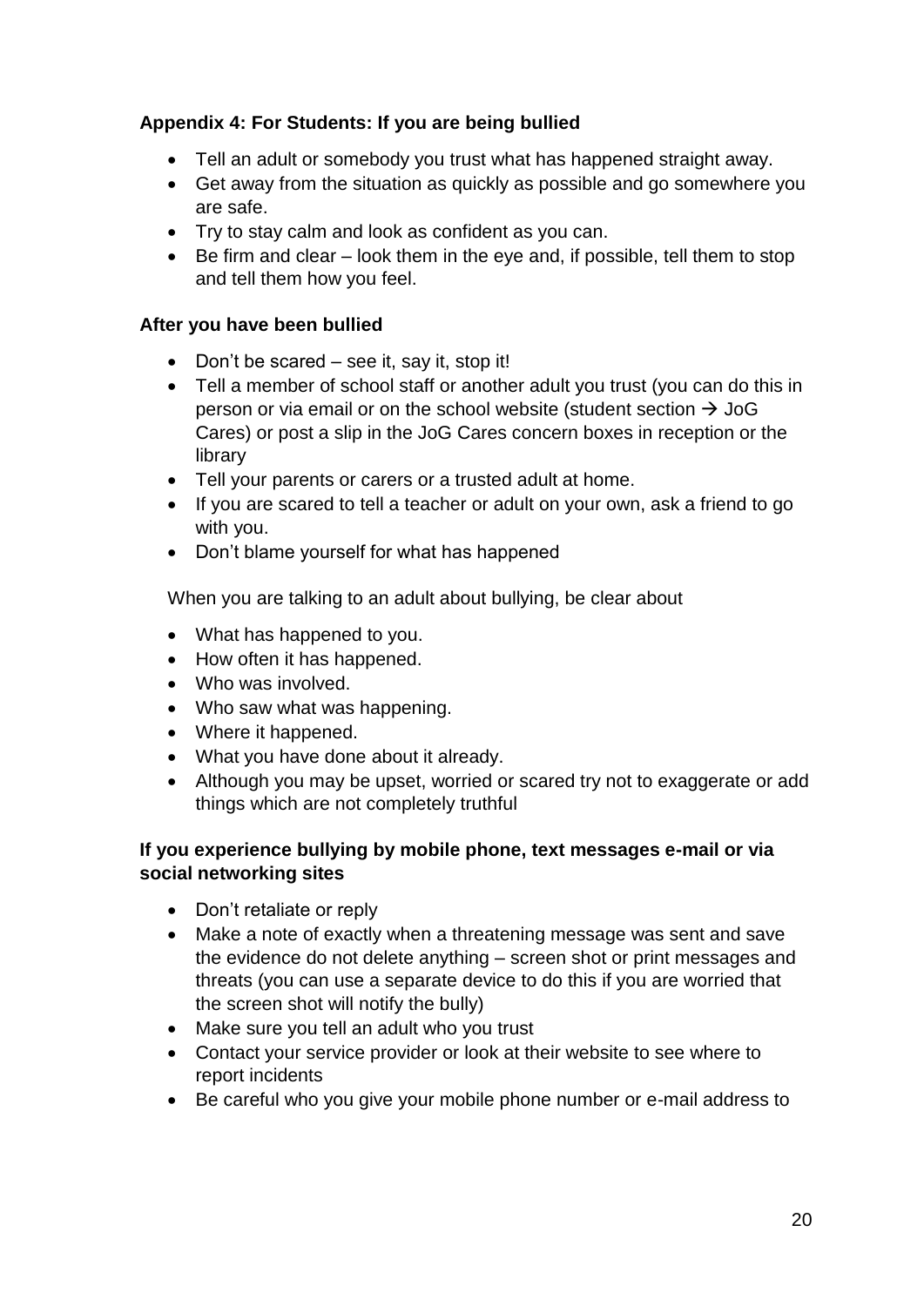**Appendix 4: For Students: If you are being bullied**

- Tell an adult or somebody you trust what has happened straight away.
- Get away from the situation as quickly as possible and go somewhere you are safe.
- Try to stay calm and look as confident as you can.
- Be firm and clear – look them in the eye and, if possible, tell them to stop and tell them how you feel.

**After you have been bullied**

- Don't be scared – see it, say it, stop it!
- Tell a member of school staff or another adult you trust (you can do this in person or via email or on the school website (student section → JoG Cares) or post a slip in the JoG Cares concern boxes in reception or the library
- Tell your parents or carers or a trusted adult at home.
- If you are scared to tell a teacher or adult on your own, ask a friend to go with you.
- Don't blame yourself for what has happened

When you are talking to an adult about bullying, be clear about

- What has happened to you.
- How often it has happened.
- Who was involved.
- Who saw what was happening.
- Where it happened.
- What you have done about it already.
- Although you may be upset, worried or scared try not to exaggerate or add things which are not completely truthful

**If you experience bullying by mobile phone, text messages e-mail or via social networking sites**

- Don't retaliate or reply
- Make a note of exactly when a threatening message was sent and save the evidence do not delete anything – screen shot or print messages and threats (you can use a separate device to do this if you are worried that the screen shot will notify the bully)
- Make sure you tell an adult who you trust
- Contact your service provider or look at their website to see where to report incidents
- Be careful who you give your mobile phone number or e-mail address to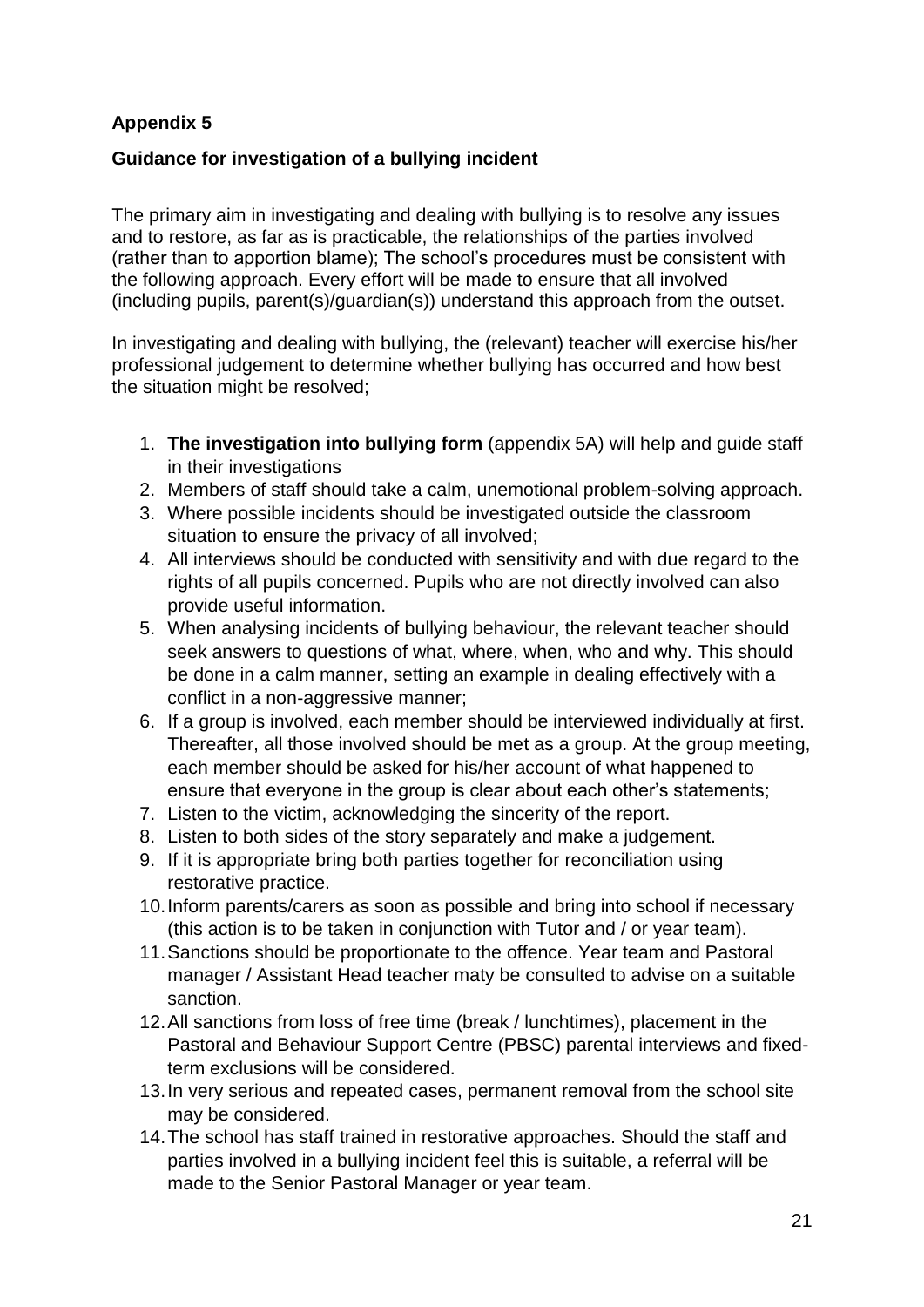**Appendix 5**

**Guidance for investigation of a bullying incident**

The primary aim in investigating and dealing with bullying is to resolve any issues and to restore, as far as is practicable, the relationships of the parties involved (rather than to apportion blame); The school's procedures must be consistent with the following approach. Every effort will be made to ensure that all involved (including pupils, parent(s)/guardian(s)) understand this approach from the outset.

In investigating and dealing with bullying, the (relevant) teacher will exercise his/her professional judgement to determine whether bullying has occurred and how best the situation might be resolved;

1. **The investigation into bullying form** (appendix 5A) will help and guide staff in their investigations
2. Members of staff should take a calm, unemotional problem-solving approach.
3. Where possible incidents should be investigated outside the classroom situation to ensure the privacy of all involved;
4. All interviews should be conducted with sensitivity and with due regard to the rights of all pupils concerned. Pupils who are not directly involved can also provide useful information.
5. When analysing incidents of bullying behaviour, the relevant teacher should seek answers to questions of what, where, when, who and why. This should be done in a calm manner, setting an example in dealing effectively with a conflict in a non-aggressive manner;
6. If a group is involved, each member should be interviewed individually at first. Thereafter, all those involved should be met as a group. At the group meeting, each member should be asked for his/her account of what happened to ensure that everyone in the group is clear about each other's statements;
7. Listen to the victim, acknowledging the sincerity of the report.
8. Listen to both sides of the story separately and make a judgement.
9. If it is appropriate bring both parties together for reconciliation using restorative practice.
10. Inform parents/carers as soon as possible and bring into school if necessary (this action is to be taken in conjunction with Tutor and / or year team).
11. Sanctions should be proportionate to the offence. Year team and Pastoral manager / Assistant Head teacher maty be consulted to advise on a suitable sanction.
12. All sanctions from loss of free time (break / lunchtimes), placement in the Pastoral and Behaviour Support Centre (PBSC) parental interviews and fixed-term exclusions will be considered.
13. In very serious and repeated cases, permanent removal from the school site may be considered.
14. The school has staff trained in restorative approaches. Should the staff and parties involved in a bullying incident feel this is suitable, a referral will be made to the Senior Pastoral Manager or year team.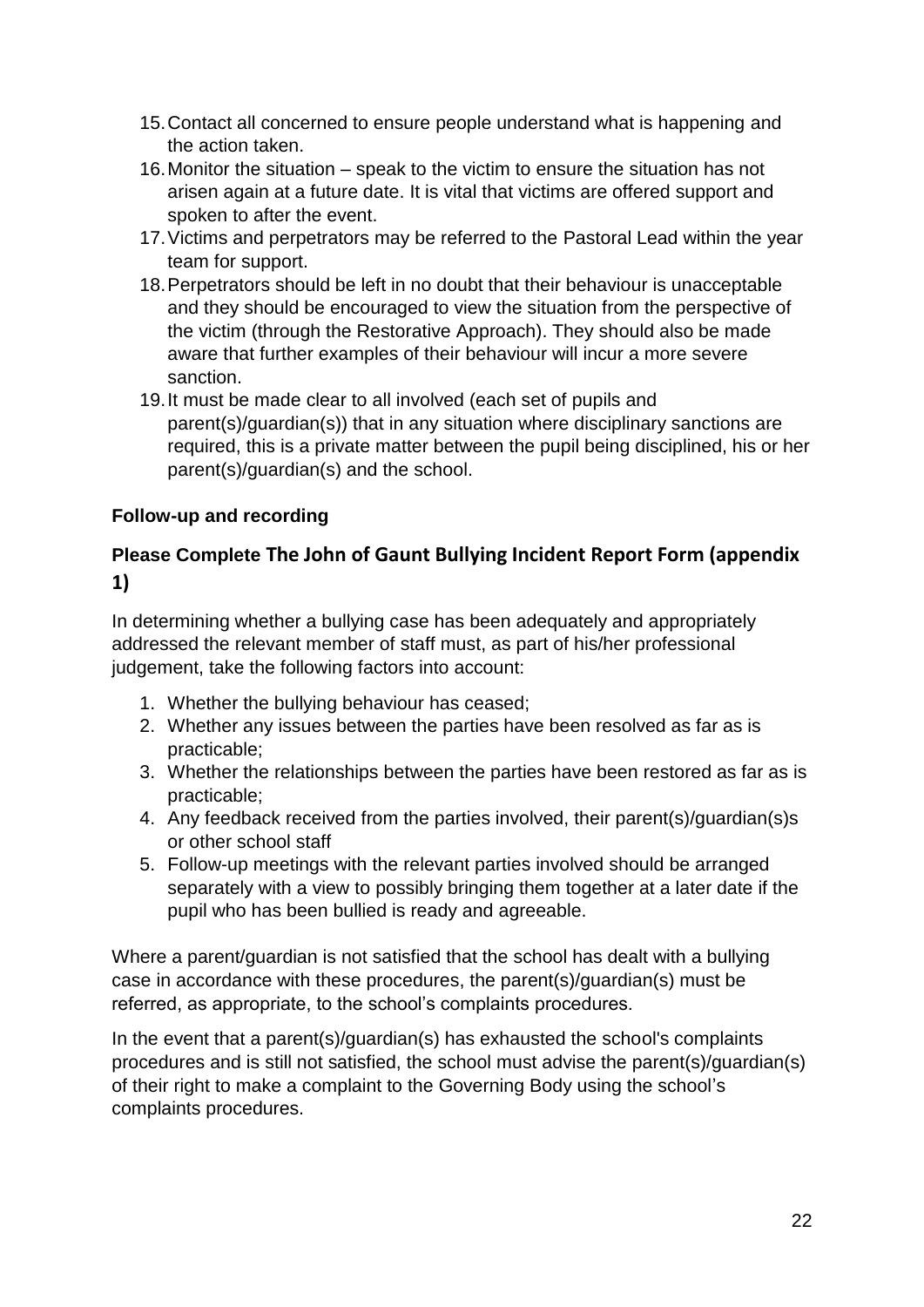15. Contact all concerned to ensure people understand what is happening and the action taken.
16. Monitor the situation – speak to the victim to ensure the situation has not arisen again at a future date. It is vital that victims are offered support and spoken to after the event.
17. Victims and perpetrators may be referred to the Pastoral Lead within the year team for support.
18. Perpetrators should be left in no doubt that their behaviour is unacceptable and they should be encouraged to view the situation from the perspective of the victim (through the Restorative Approach). They should also be made aware that further examples of their behaviour will incur a more severe sanction.
19. It must be made clear to all involved (each set of pupils and parent(s)/guardian(s)) that in any situation where disciplinary sanctions are required, this is a private matter between the pupil being disciplined, his or her parent(s)/guardian(s) and the school.

**Follow-up and recording**

**Please Complete The John of Gaunt Bullying Incident Report Form (appendix 1)**

In determining whether a bullying case has been adequately and appropriately addressed the relevant member of staff must, as part of his/her professional judgement, take the following factors into account:

1. Whether the bullying behaviour has ceased;
2. Whether any issues between the parties have been resolved as far as is practicable;
3. Whether the relationships between the parties have been restored as far as is practicable;
4. Any feedback received from the parties involved, their parent(s)/guardian(s)s or other school staff
5. Follow-up meetings with the relevant parties involved should be arranged separately with a view to possibly bringing them together at a later date if the pupil who has been bullied is ready and agreeable.

Where a parent/guardian is not satisfied that the school has dealt with a bullying case in accordance with these procedures, the parent(s)/guardian(s) must be referred, as appropriate, to the school's complaints procedures.

In the event that a parent(s)/guardian(s) has exhausted the school's complaints procedures and is still not satisfied, the school must advise the parent(s)/guardian(s) of their right to make a complaint to the Governing Body using the school's complaints procedures.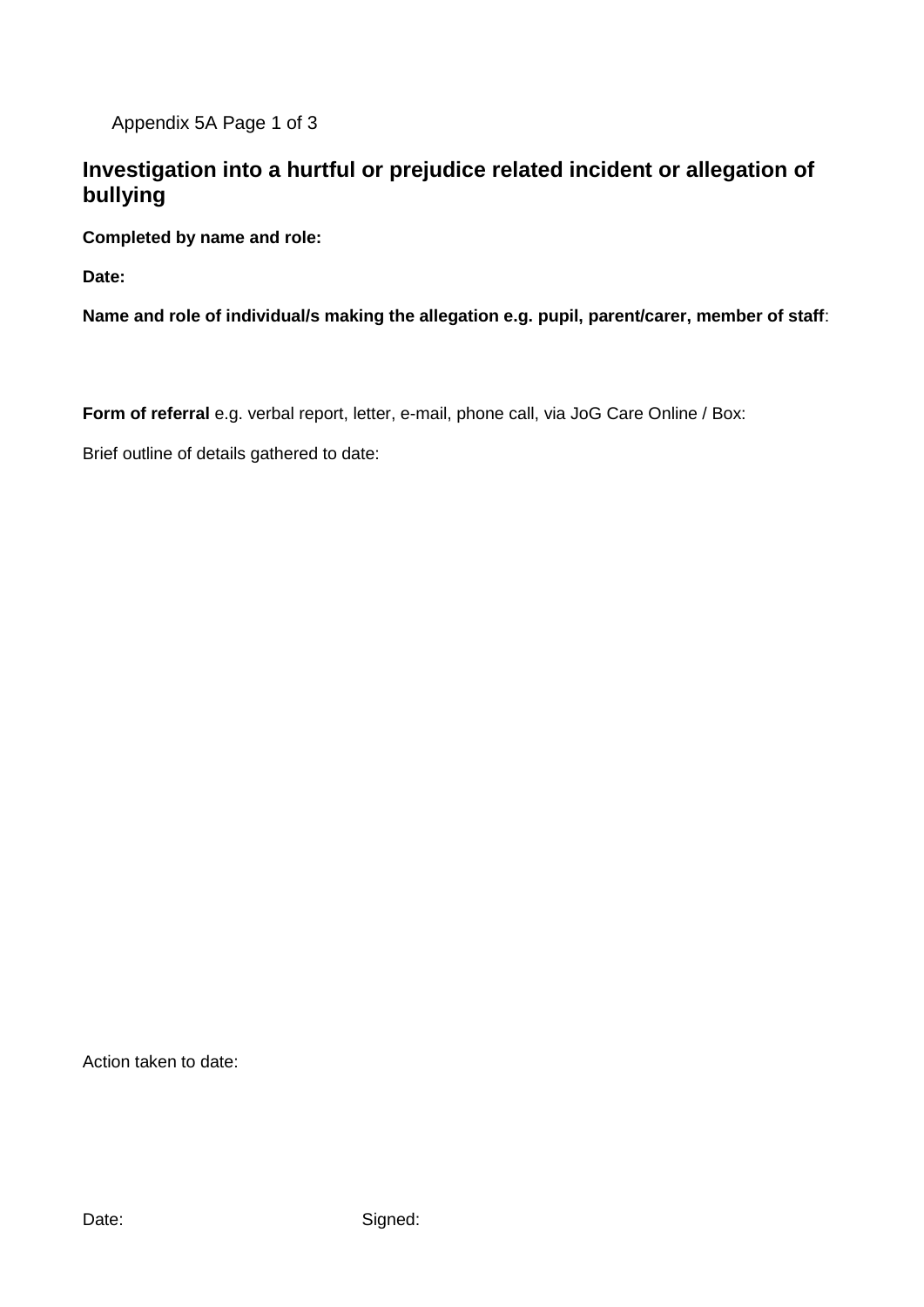Appendix 5A Page 1 of 3

## Investigation into a hurtful or prejudice related incident or allegation of bullying

**Completed by name and role:**

**Date:**

**Name and role of individual/s making the allegation e.g. pupil, parent/carer, member of staff**:

**Form of referral** e.g. verbal report, letter, e-mail, phone call, via JoG Care Online / Box:

Brief outline of details gathered to date:

Action taken to date:

Date: Signed: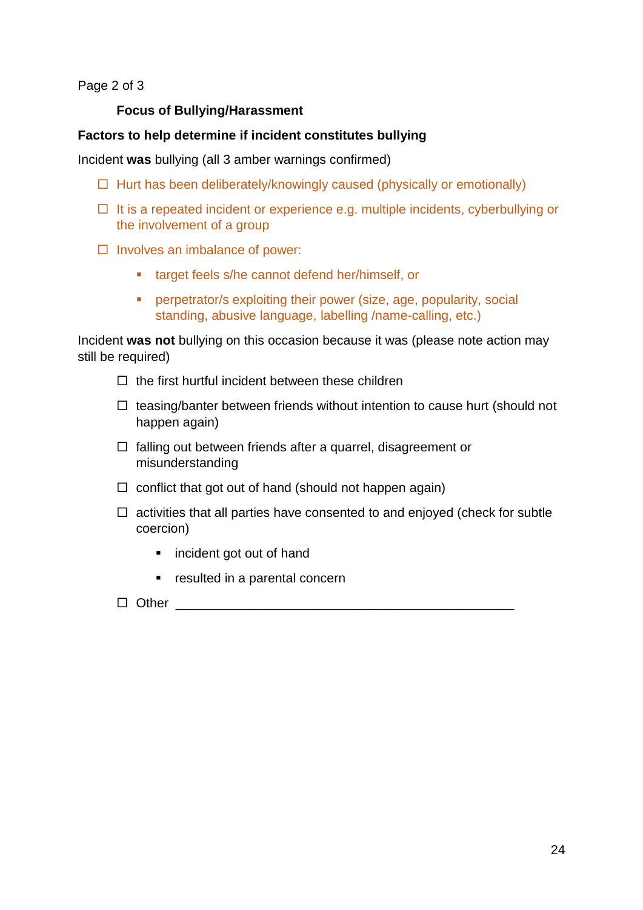Page 2 of 3

**Focus of Bullying/Harassment**

**Factors to help determine if incident constitutes bullying**

Incident **was** bullying (all 3 amber warnings confirmed)

- ☐ Hurt has been deliberately/knowingly caused (physically or emotionally)
- ☐ It is a repeated incident or experience e.g. multiple incidents, cyberbullying or the involvement of a group
- ☐ Involves an imbalance of power:
  - target feels s/he cannot defend her/himself, or
  - perpetrator/s exploiting their power (size, age, popularity, social standing, abusive language, labelling /name-calling, etc.)

Incident **was not** bullying on this occasion because it was (please note action may still be required)

- ☐ the first hurtful incident between these children
- ☐ teasing/banter between friends without intention to cause hurt (should not happen again)
- ☐ falling out between friends after a quarrel, disagreement or misunderstanding
- ☐ conflict that got out of hand (should not happen again)
- ☐ activities that all parties have consented to and enjoyed (check for subtle coercion)
  - incident got out of hand
  - resulted in a parental concern
- ☐ Other ________________________________________________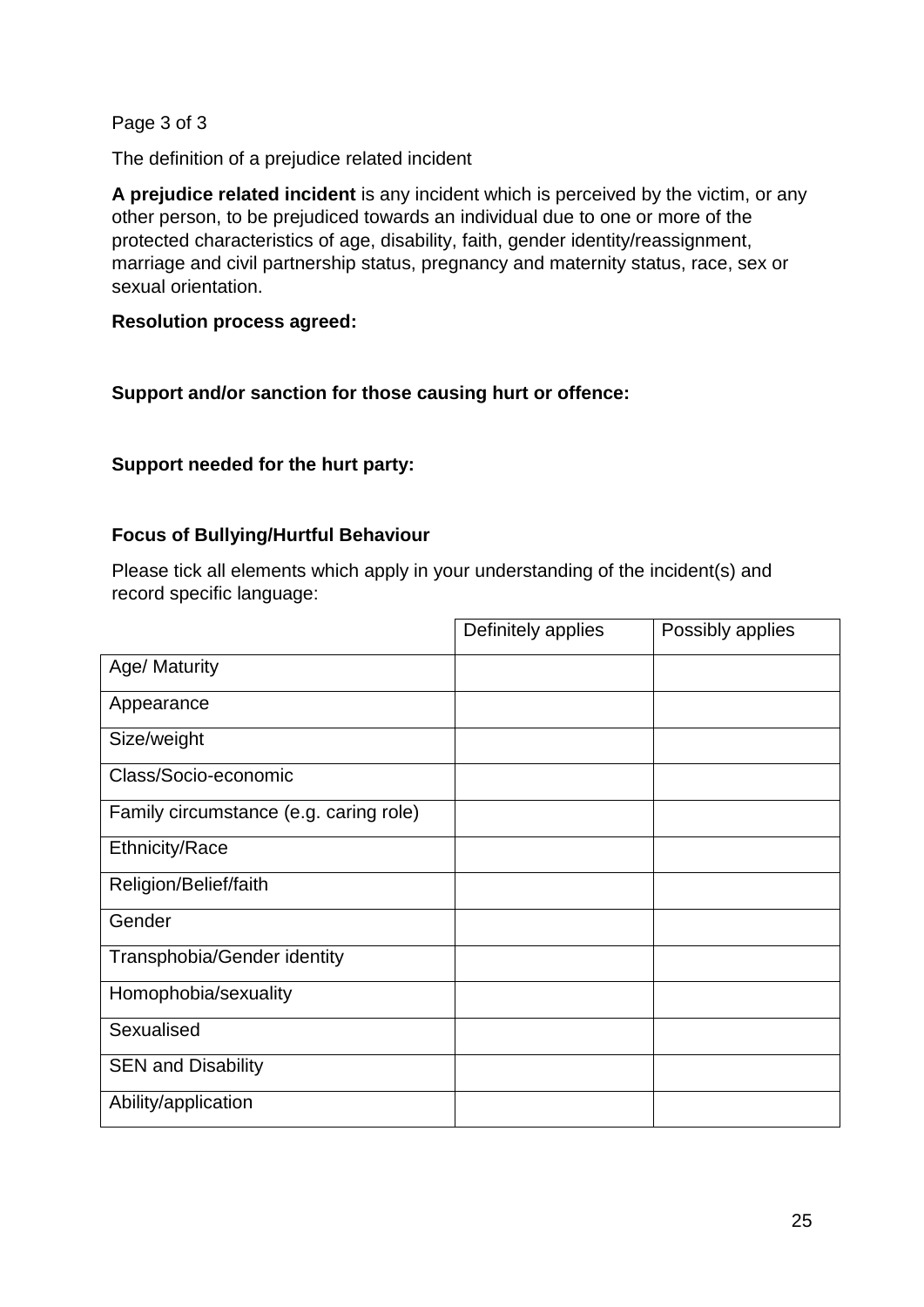Page 3 of 3

The definition of a prejudice related incident

**A prejudice related incident** is any incident which is perceived by the victim, or any other person, to be prejudiced towards an individual due to one or more of the protected characteristics of age, disability, faith, gender identity/reassignment, marriage and civil partnership status, pregnancy and maternity status, race, sex or sexual orientation.

**Resolution process agreed:**

**Support and/or sanction for those causing hurt or offence:**

**Support needed for the hurt party:**

**Focus of Bullying/Hurtful Behaviour**

Please tick all elements which apply in your understanding of the incident(s) and record specific language:

| | Definitely applies | Possibly applies |
|---|---|---|
| Age/ Maturity | | |
| Appearance | | |
| Size/weight | | |
| Class/Socio-economic | | |
| Family circumstance (e.g. caring role) | | |
| Ethnicity/Race | | |
| Religion/Belief/faith | | |
| Gender | | |
| Transphobia/Gender identity | | |
| Homophobia/sexuality | | |
| Sexualised | | |
| SEN and Disability | | |
| Ability/application | | |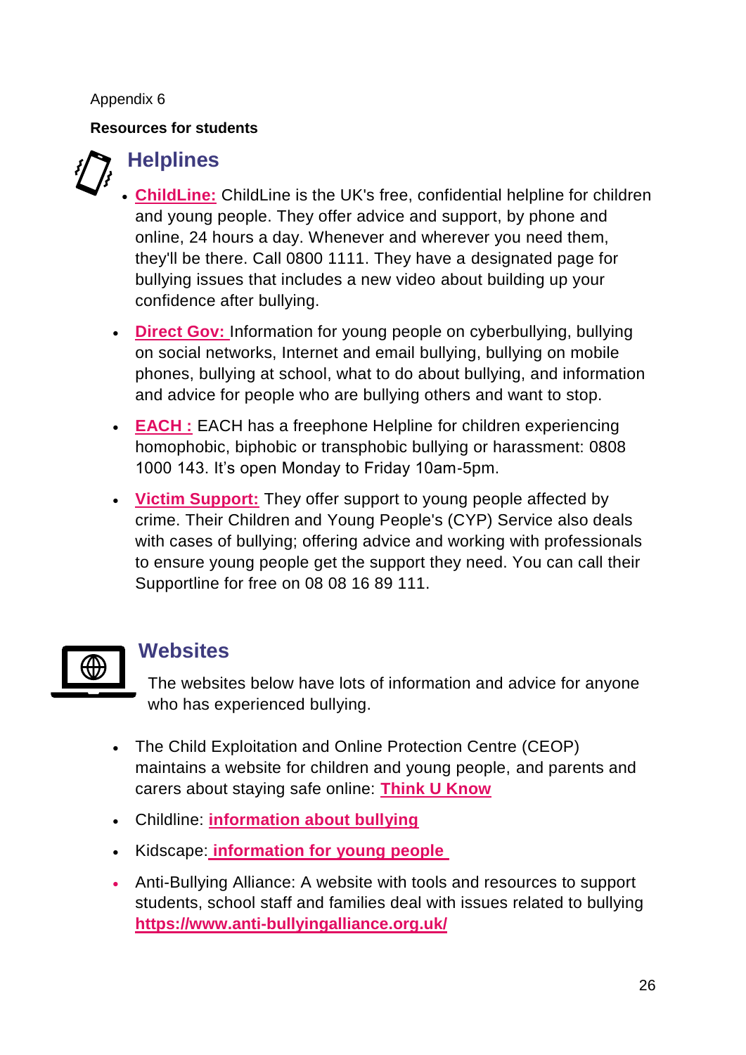Appendix 6

**Resources for students**

## Helplines

- **ChildLine:** ChildLine is the UK's free, confidential helpline for children and young people. They offer advice and support, by phone and online, 24 hours a day. Whenever and wherever you need them, they'll be there. Call 0800 1111. They have a designated page for bullying issues that includes a new video about building up your confidence after bullying.
- **Direct Gov:** Information for young people on cyberbullying, bullying on social networks, Internet and email bullying, bullying on mobile phones, bullying at school, what to do about bullying, and information and advice for people who are bullying others and want to stop.
- **EACH :** EACH has a freephone Helpline for children experiencing homophobic, biphobic or transphobic bullying or harassment: 0808 1000 143. It's open Monday to Friday 10am-5pm.
- **Victim Support:** They offer support to young people affected by crime. Their Children and Young People's (CYP) Service also deals with cases of bullying; offering advice and working with professionals to ensure young people get the support they need. You can call their Supportline for free on 08 08 16 89 111.

## Websites

The websites below have lots of information and advice for anyone who has experienced bullying.

- The Child Exploitation and Online Protection Centre (CEOP) maintains a website for children and young people, and parents and carers about staying safe online: **Think U Know**
- Childline: **information about bullying**
- Kidscape: **information for young people**
- Anti-Bullying Alliance: A website with tools and resources to support students, school staff and families deal with issues related to bullying **https://www.anti-bullyingalliance.org.uk/**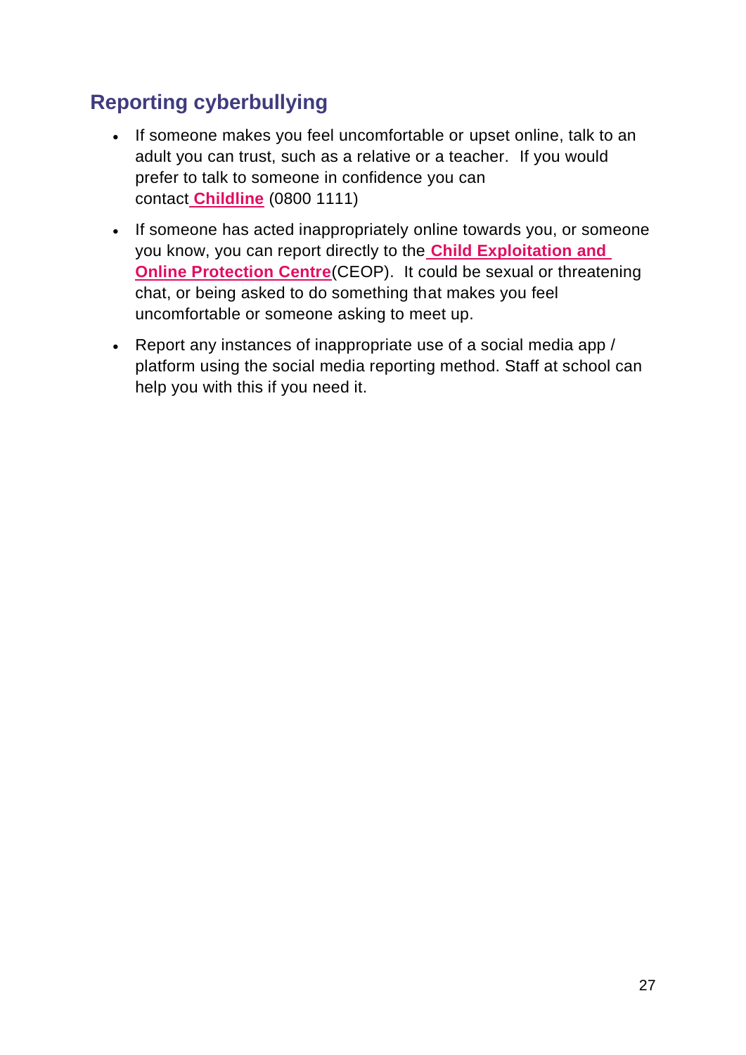## Reporting cyberbullying

- If someone makes you feel uncomfortable or upset online, talk to an adult you can trust, such as a relative or a teacher. If you would prefer to talk to someone in confidence you can contact **Childline** (0800 1111)
- If someone has acted inappropriately online towards you, or someone you know, you can report directly to the **Child Exploitation and Online Protection Centre**(CEOP). It could be sexual or threatening chat, or being asked to do something that makes you feel uncomfortable or someone asking to meet up.
- Report any instances of inappropriate use of a social media app / platform using the social media reporting method. Staff at school can help you with this if you need it.